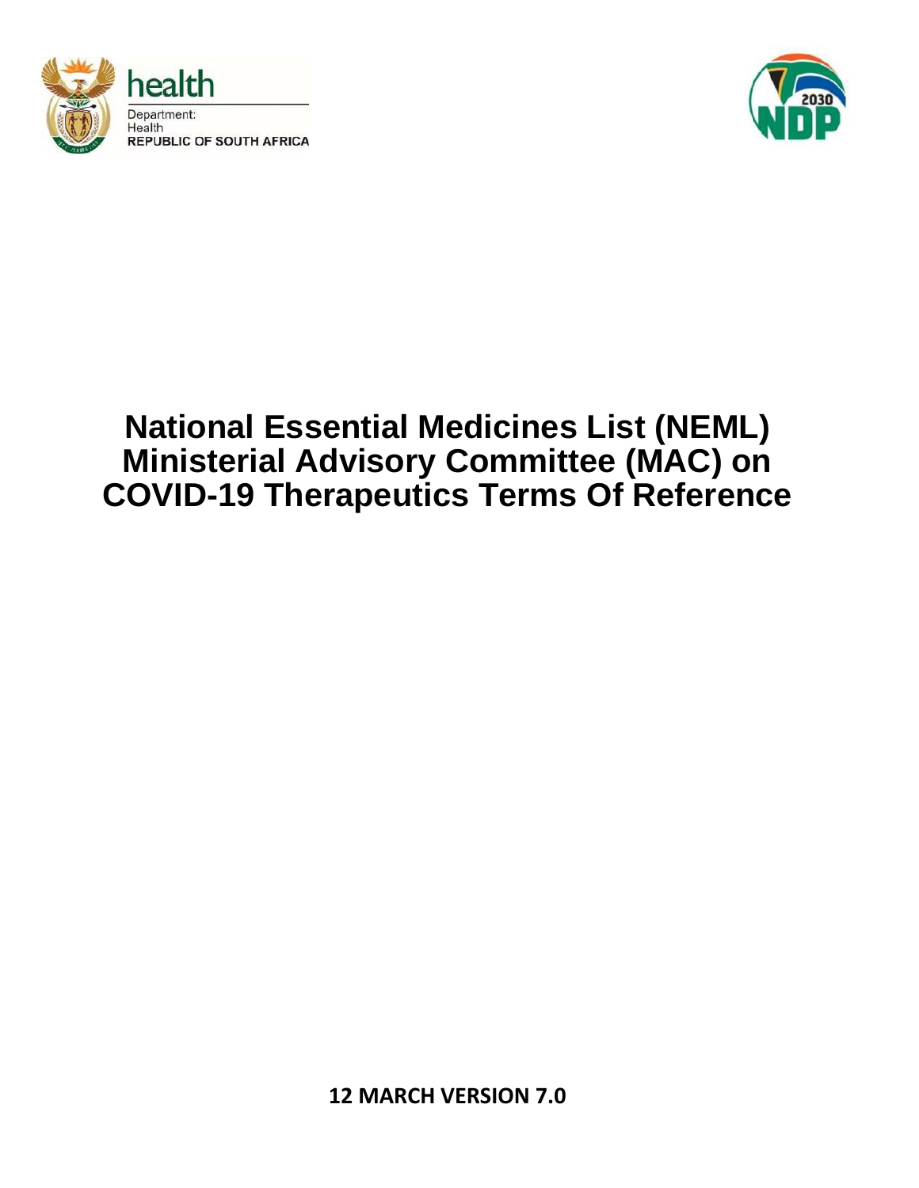health

Department:
Health
REPUBLIC OF SOUTH AFRICA

# National Essential Medicines List (NEML) Ministerial Advisory Committee (MAC) on COVID-19 Therapeutics Terms Of Reference

**12 MARCH VERSION 7.0**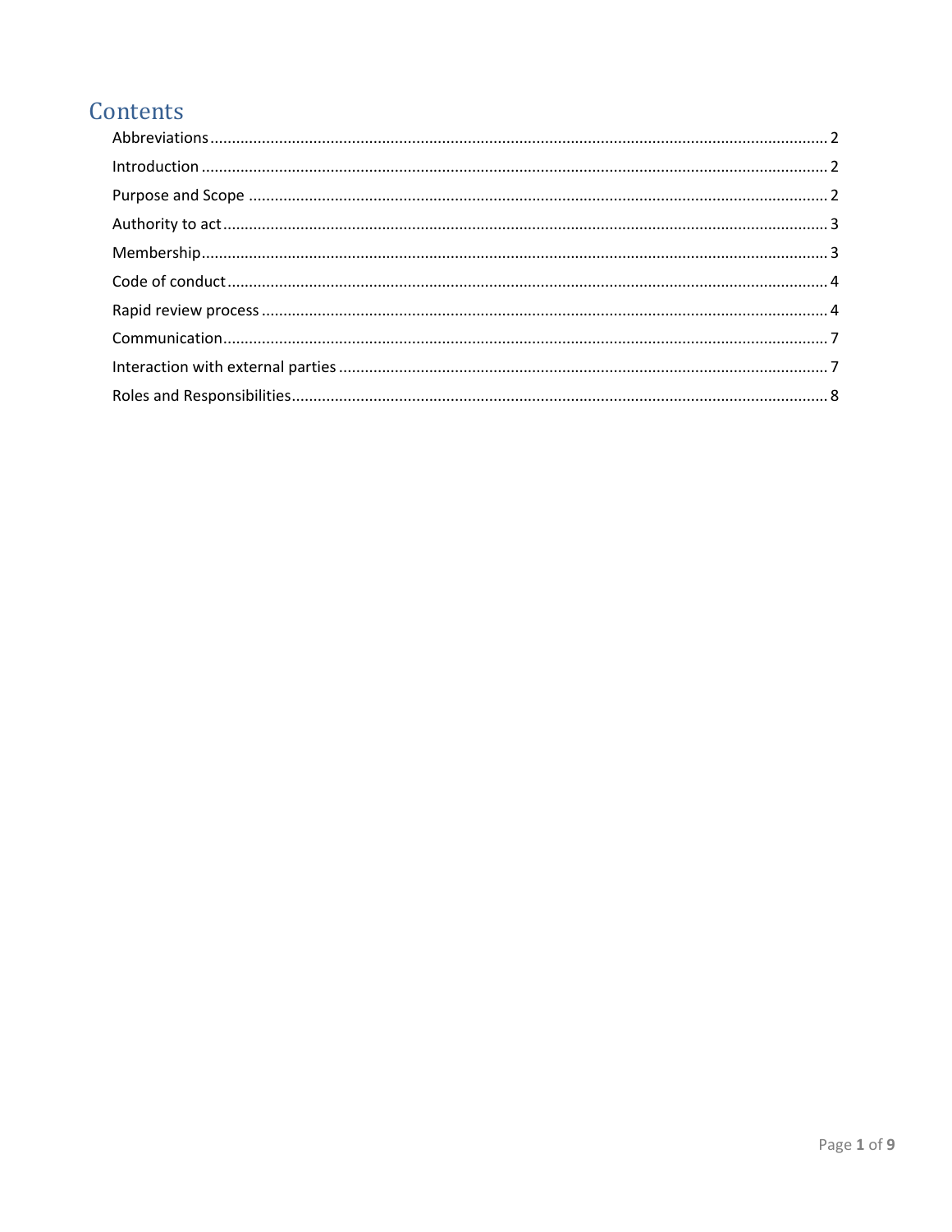# Contents

- Abbreviations ........................................................ 2
- Introduction ........................................................ 2
- Purpose and Scope ........................................................ 2
- Authority to act ........................................................ 3
- Membership ........................................................ 3
- Code of conduct ........................................................ 4
- Rapid review process ........................................................ 4
- Communication ........................................................ 7
- Interaction with external parties ........................................................ 7
- Roles and Responsibilities ........................................................ 8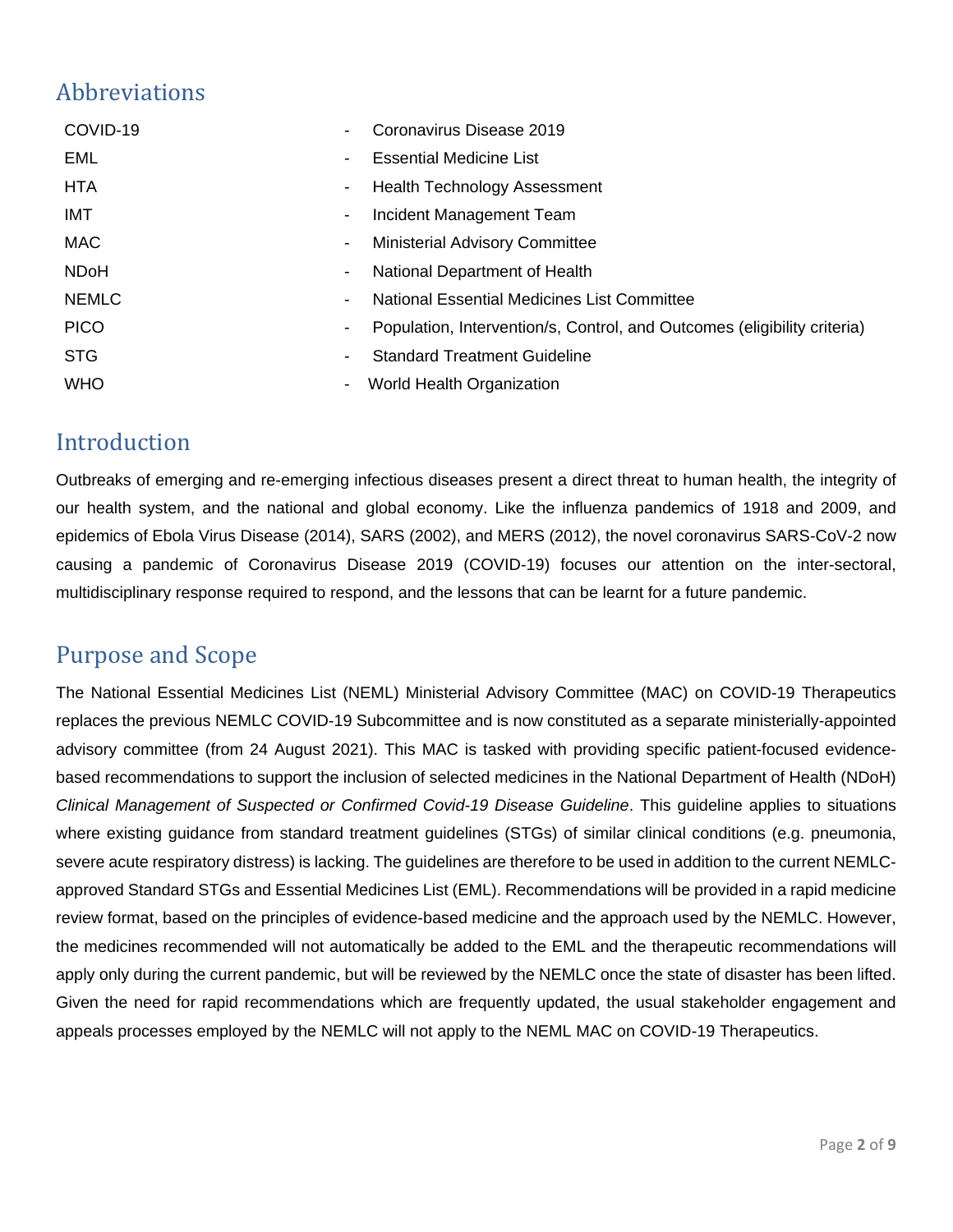## Abbreviations

| | | |
|---|---|---|
| COVID-19 | - | Coronavirus Disease 2019 |
| EML | - | Essential Medicine List |
| HTA | - | Health Technology Assessment |
| IMT | - | Incident Management Team |
| MAC | - | Ministerial Advisory Committee |
| NDoH | - | National Department of Health |
| NEMLC | - | National Essential Medicines List Committee |
| PICO | - | Population, Intervention/s, Control, and Outcomes (eligibility criteria) |
| STG | - | Standard Treatment Guideline |
| WHO | - | World Health Organization |

## Introduction

Outbreaks of emerging and re-emerging infectious diseases present a direct threat to human health, the integrity of our health system, and the national and global economy. Like the influenza pandemics of 1918 and 2009, and epidemics of Ebola Virus Disease (2014), SARS (2002), and MERS (2012), the novel coronavirus SARS-CoV-2 now causing a pandemic of Coronavirus Disease 2019 (COVID-19) focuses our attention on the inter-sectoral, multidisciplinary response required to respond, and the lessons that can be learnt for a future pandemic.

## Purpose and Scope

The National Essential Medicines List (NEML) Ministerial Advisory Committee (MAC) on COVID-19 Therapeutics replaces the previous NEMLC COVID-19 Subcommittee and is now constituted as a separate ministerially-appointed advisory committee (from 24 August 2021). This MAC is tasked with providing specific patient-focused evidence-based recommendations to support the inclusion of selected medicines in the National Department of Health (NDoH) *Clinical Management of Suspected or Confirmed Covid-19 Disease Guideline*. This guideline applies to situations where existing guidance from standard treatment guidelines (STGs) of similar clinical conditions (e.g. pneumonia, severe acute respiratory distress) is lacking. The guidelines are therefore to be used in addition to the current NEMLC-approved Standard STGs and Essential Medicines List (EML). Recommendations will be provided in a rapid medicine review format, based on the principles of evidence-based medicine and the approach used by the NEMLC. However, the medicines recommended will not automatically be added to the EML and the therapeutic recommendations will apply only during the current pandemic, but will be reviewed by the NEMLC once the state of disaster has been lifted. Given the need for rapid recommendations which are frequently updated, the usual stakeholder engagement and appeals processes employed by the NEMLC will not apply to the NEML MAC on COVID-19 Therapeutics.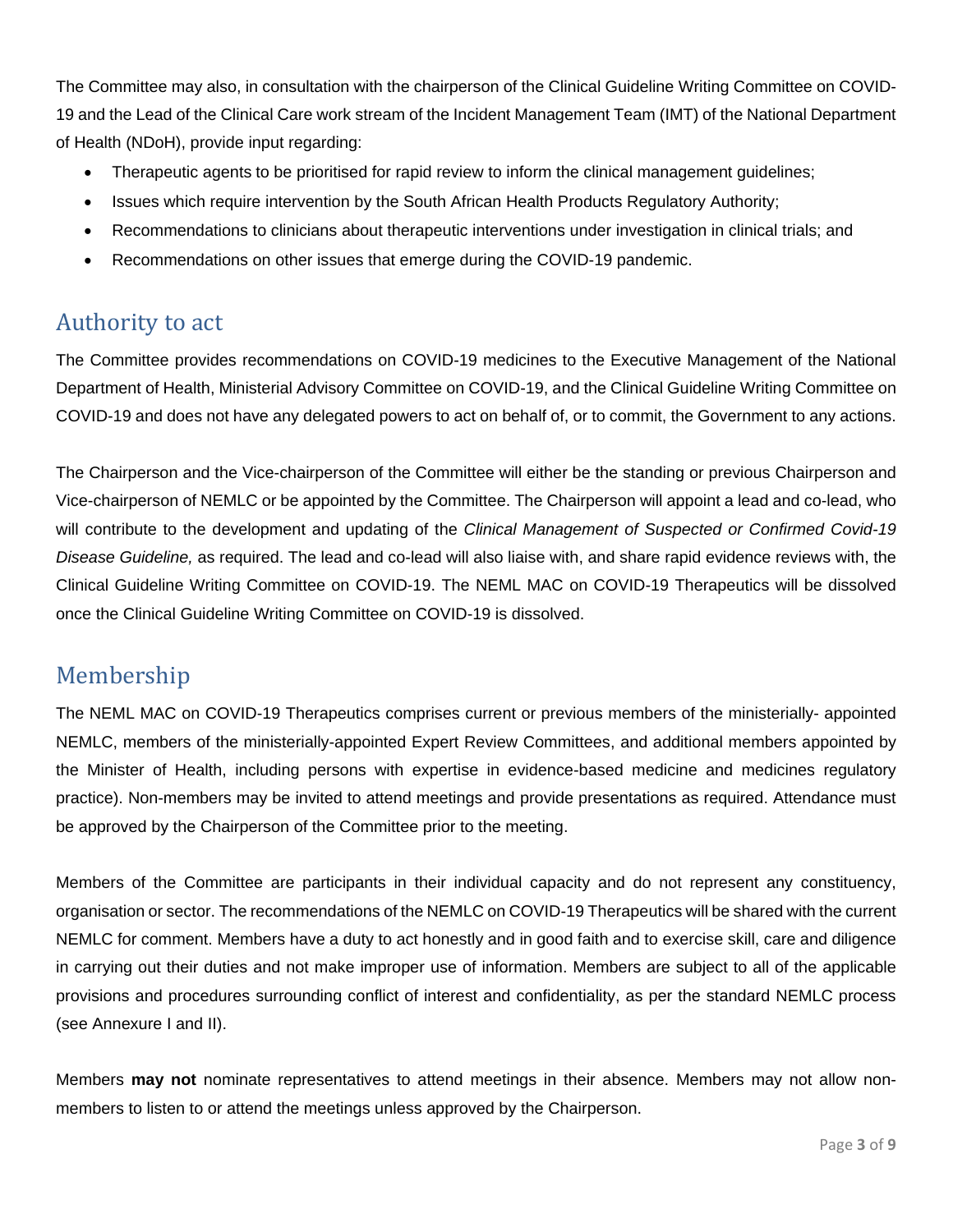The Committee may also, in consultation with the chairperson of the Clinical Guideline Writing Committee on COVID-19 and the Lead of the Clinical Care work stream of the Incident Management Team (IMT) of the National Department of Health (NDoH), provide input regarding:

- Therapeutic agents to be prioritised for rapid review to inform the clinical management guidelines;
- Issues which require intervention by the South African Health Products Regulatory Authority;
- Recommendations to clinicians about therapeutic interventions under investigation in clinical trials; and
- Recommendations on other issues that emerge during the COVID-19 pandemic.

## Authority to act

The Committee provides recommendations on COVID-19 medicines to the Executive Management of the National Department of Health, Ministerial Advisory Committee on COVID-19, and the Clinical Guideline Writing Committee on COVID-19 and does not have any delegated powers to act on behalf of, or to commit, the Government to any actions.

The Chairperson and the Vice-chairperson of the Committee will either be the standing or previous Chairperson and Vice-chairperson of NEMLC or be appointed by the Committee. The Chairperson will appoint a lead and co-lead, who will contribute to the development and updating of the *Clinical Management of Suspected or Confirmed Covid-19 Disease Guideline,* as required. The lead and co-lead will also liaise with, and share rapid evidence reviews with, the Clinical Guideline Writing Committee on COVID-19. The NEML MAC on COVID-19 Therapeutics will be dissolved once the Clinical Guideline Writing Committee on COVID-19 is dissolved.

## Membership

The NEML MAC on COVID-19 Therapeutics comprises current or previous members of the ministerially- appointed NEMLC, members of the ministerially-appointed Expert Review Committees, and additional members appointed by the Minister of Health, including persons with expertise in evidence-based medicine and medicines regulatory practice). Non-members may be invited to attend meetings and provide presentations as required. Attendance must be approved by the Chairperson of the Committee prior to the meeting.

Members of the Committee are participants in their individual capacity and do not represent any constituency, organisation or sector. The recommendations of the NEMLC on COVID-19 Therapeutics will be shared with the current NEMLC for comment. Members have a duty to act honestly and in good faith and to exercise skill, care and diligence in carrying out their duties and not make improper use of information. Members are subject to all of the applicable provisions and procedures surrounding conflict of interest and confidentiality, as per the standard NEMLC process (see Annexure I and II).

Members **may not** nominate representatives to attend meetings in their absence. Members may not allow non-members to listen to or attend the meetings unless approved by the Chairperson.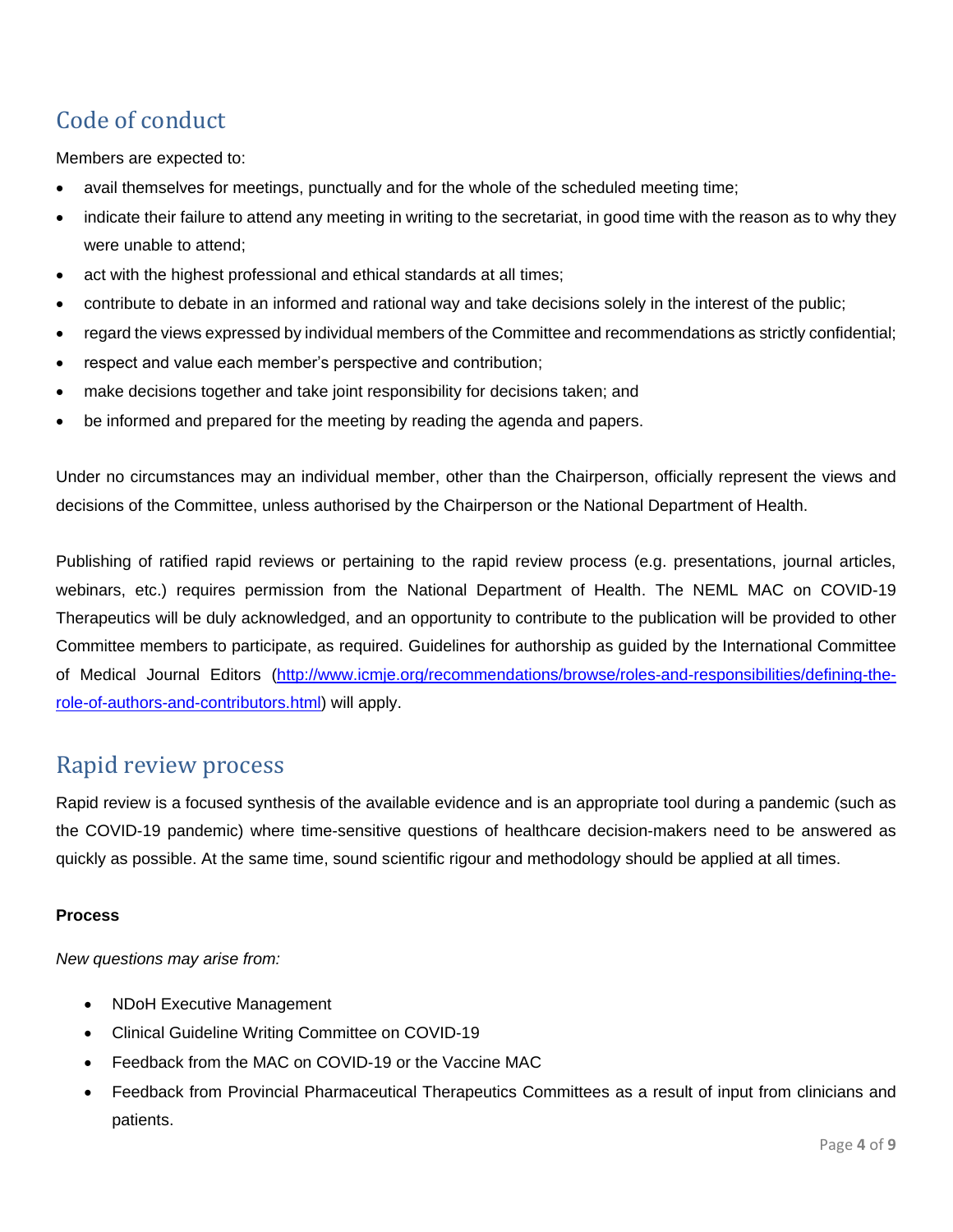## Code of conduct

Members are expected to:

- avail themselves for meetings, punctually and for the whole of the scheduled meeting time;
- indicate their failure to attend any meeting in writing to the secretariat, in good time with the reason as to why they were unable to attend;
- act with the highest professional and ethical standards at all times;
- contribute to debate in an informed and rational way and take decisions solely in the interest of the public;
- regard the views expressed by individual members of the Committee and recommendations as strictly confidential;
- respect and value each member's perspective and contribution;
- make decisions together and take joint responsibility for decisions taken; and
- be informed and prepared for the meeting by reading the agenda and papers.

Under no circumstances may an individual member, other than the Chairperson, officially represent the views and decisions of the Committee, unless authorised by the Chairperson or the National Department of Health.

Publishing of ratified rapid reviews or pertaining to the rapid review process (e.g. presentations, journal articles, webinars, etc.) requires permission from the National Department of Health. The NEML MAC on COVID-19 Therapeutics will be duly acknowledged, and an opportunity to contribute to the publication will be provided to other Committee members to participate, as required. Guidelines for authorship as guided by the International Committee of Medical Journal Editors (http://www.icmje.org/recommendations/browse/roles-and-responsibilities/defining-the-role-of-authors-and-contributors.html) will apply.

## Rapid review process

Rapid review is a focused synthesis of the available evidence and is an appropriate tool during a pandemic (such as the COVID-19 pandemic) where time-sensitive questions of healthcare decision-makers need to be answered as quickly as possible. At the same time, sound scientific rigour and methodology should be applied at all times.

**Process**

*New questions may arise from:*

- NDoH Executive Management
- Clinical Guideline Writing Committee on COVID-19
- Feedback from the MAC on COVID-19 or the Vaccine MAC
- Feedback from Provincial Pharmaceutical Therapeutics Committees as a result of input from clinicians and patients.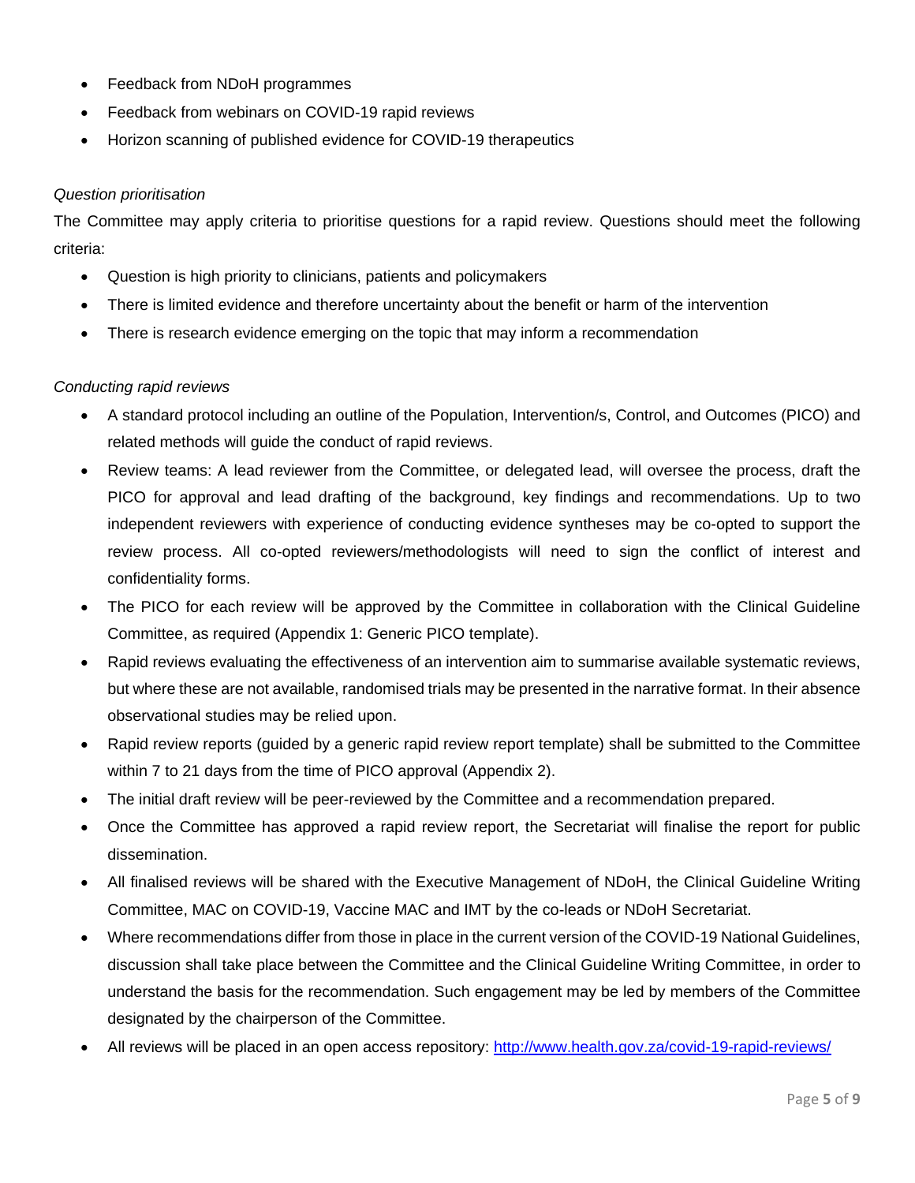- Feedback from NDoH programmes
- Feedback from webinars on COVID-19 rapid reviews
- Horizon scanning of published evidence for COVID-19 therapeutics

*Question prioritisation*

The Committee may apply criteria to prioritise questions for a rapid review. Questions should meet the following criteria:

- Question is high priority to clinicians, patients and policymakers
- There is limited evidence and therefore uncertainty about the benefit or harm of the intervention
- There is research evidence emerging on the topic that may inform a recommendation

*Conducting rapid reviews*

- A standard protocol including an outline of the Population, Intervention/s, Control, and Outcomes (PICO) and related methods will guide the conduct of rapid reviews.
- Review teams: A lead reviewer from the Committee, or delegated lead, will oversee the process, draft the PICO for approval and lead drafting of the background, key findings and recommendations. Up to two independent reviewers with experience of conducting evidence syntheses may be co-opted to support the review process. All co-opted reviewers/methodologists will need to sign the conflict of interest and confidentiality forms.
- The PICO for each review will be approved by the Committee in collaboration with the Clinical Guideline Committee, as required (Appendix 1: Generic PICO template).
- Rapid reviews evaluating the effectiveness of an intervention aim to summarise available systematic reviews, but where these are not available, randomised trials may be presented in the narrative format. In their absence observational studies may be relied upon.
- Rapid review reports (guided by a generic rapid review report template) shall be submitted to the Committee within 7 to 21 days from the time of PICO approval (Appendix 2).
- The initial draft review will be peer-reviewed by the Committee and a recommendation prepared.
- Once the Committee has approved a rapid review report, the Secretariat will finalise the report for public dissemination.
- All finalised reviews will be shared with the Executive Management of NDoH, the Clinical Guideline Writing Committee, MAC on COVID-19, Vaccine MAC and IMT by the co-leads or NDoH Secretariat.
- Where recommendations differ from those in place in the current version of the COVID-19 National Guidelines, discussion shall take place between the Committee and the Clinical Guideline Writing Committee, in order to understand the basis for the recommendation. Such engagement may be led by members of the Committee designated by the chairperson of the Committee.
- All reviews will be placed in an open access repository: [http://www.health.gov.za/covid-19-rapid-reviews/](http://www.health.gov.za/covid-19-rapid-reviews/)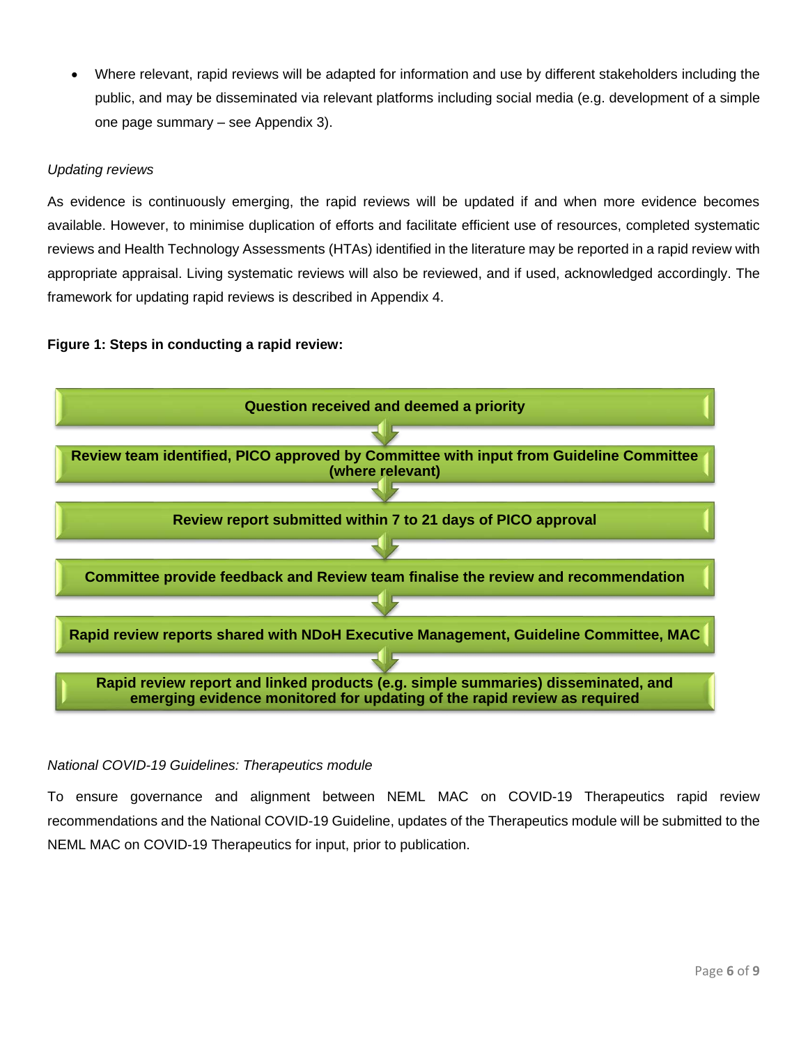- Where relevant, rapid reviews will be adapted for information and use by different stakeholders including the public, and may be disseminated via relevant platforms including social media (e.g. development of a simple one page summary – see Appendix 3).

*Updating reviews*

As evidence is continuously emerging, the rapid reviews will be updated if and when more evidence becomes available. However, to minimise duplication of efforts and facilitate efficient use of resources, completed systematic reviews and Health Technology Assessments (HTAs) identified in the literature may be reported in a rapid review with appropriate appraisal. Living systematic reviews will also be reviewed, and if used, acknowledged accordingly. The framework for updating rapid reviews is described in Appendix 4.

**Figure 1: Steps in conducting a rapid review:**

**Question received and deemed a priority**

↓

**Review team identified, PICO approved by Committee with input from Guideline Committee (where relevant)**

↓

**Review report submitted within 7 to 21 days of PICO approval**

↓

**Committee provide feedback and Review team finalise the review and recommendation**

↓

**Rapid review reports shared with NDoH Executive Management, Guideline Committee, MAC**

↓

**Rapid review report and linked products (e.g. simple summaries) disseminated, and emerging evidence monitored for updating of the rapid review as required**

*National COVID-19 Guidelines: Therapeutics module*

To ensure governance and alignment between NEML MAC on COVID-19 Therapeutics rapid review recommendations and the National COVID-19 Guideline, updates of the Therapeutics module will be submitted to the NEML MAC on COVID-19 Therapeutics for input, prior to publication.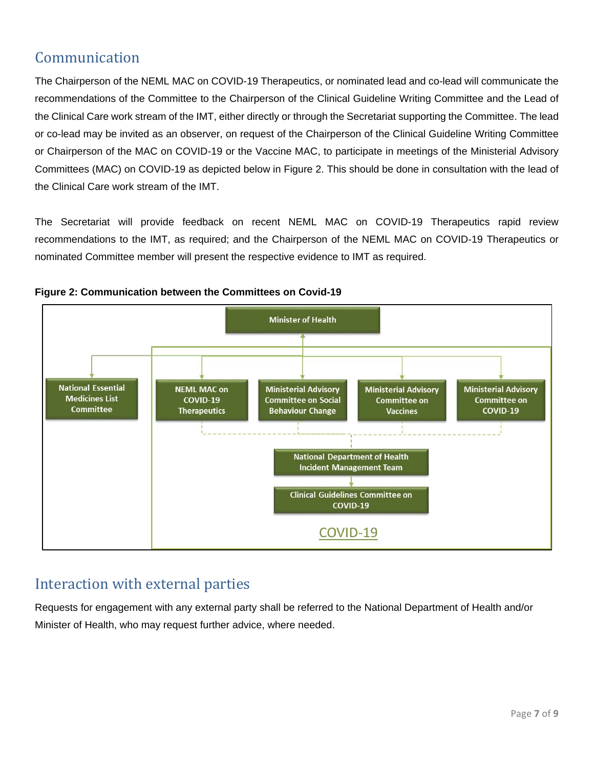## Communication

The Chairperson of the NEML MAC on COVID-19 Therapeutics, or nominated lead and co-lead will communicate the recommendations of the Committee to the Chairperson of the Clinical Guideline Writing Committee and the Lead of the Clinical Care work stream of the IMT, either directly or through the Secretariat supporting the Committee. The lead or co-lead may be invited as an observer, on request of the Chairperson of the Clinical Guideline Writing Committee or Chairperson of the MAC on COVID-19 or the Vaccine MAC, to participate in meetings of the Ministerial Advisory Committees (MAC) on COVID-19 as depicted below in Figure 2. This should be done in consultation with the lead of the Clinical Care work stream of the IMT.

The Secretariat will provide feedback on recent NEML MAC on COVID-19 Therapeutics rapid review recommendations to the IMT, as required; and the Chairperson of the NEML MAC on COVID-19 Therapeutics or nominated Committee member will present the respective evidence to IMT as required.

**Figure 2: Communication between the Committees on Covid-19**

Minister of Health

National Essential Medicines List Committee

NEML MAC on COVID-19 Therapeutics

Ministerial Advisory Committee on Social Behaviour Change

Ministerial Advisory Committee on Vaccines

Ministerial Advisory Committee on COVID-19

National Department of Health Incident Management Team

Clinical Guidelines Committee on COVID-19

COVID-19

## Interaction with external parties

Requests for engagement with any external party shall be referred to the National Department of Health and/or Minister of Health, who may request further advice, where needed.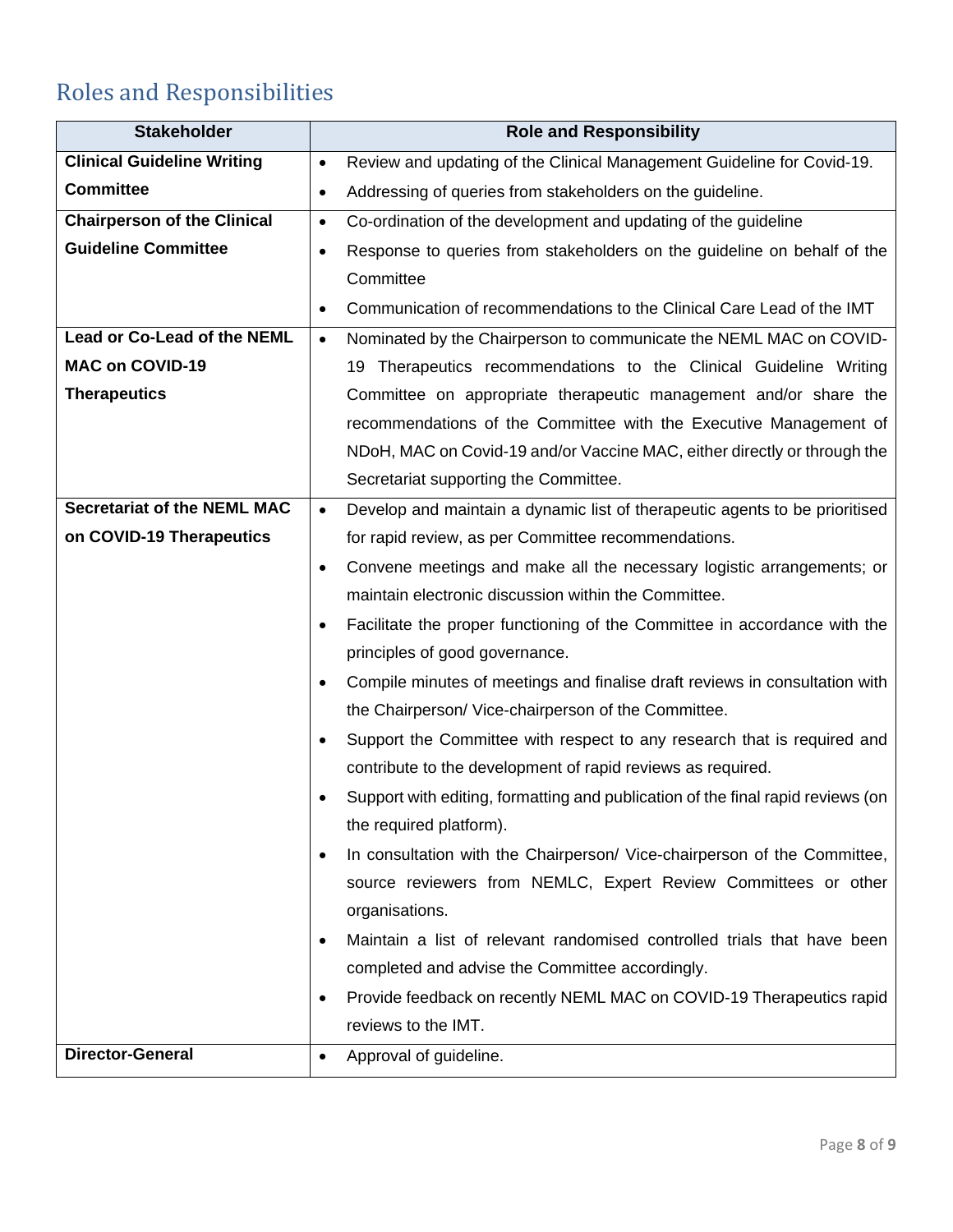## Roles and Responsibilities

| Stakeholder | Role and Responsibility |
|---|---|
| **Clinical Guideline Writing Committee** | • Review and updating of the Clinical Management Guideline for Covid-19.<br>• Addressing of queries from stakeholders on the guideline. |
| **Chairperson of the Clinical Guideline Committee** | • Co-ordination of the development and updating of the guideline<br>• Response to queries from stakeholders on the guideline on behalf of the Committee<br>• Communication of recommendations to the Clinical Care Lead of the IMT |
| **Lead or Co-Lead of the NEML MAC on COVID-19 Therapeutics** | • Nominated by the Chairperson to communicate the NEML MAC on COVID-19 Therapeutics recommendations to the Clinical Guideline Writing Committee on appropriate therapeutic management and/or share the recommendations of the Committee with the Executive Management of NDoH, MAC on Covid-19 and/or Vaccine MAC, either directly or through the Secretariat supporting the Committee. |
| **Secretariat of the NEML MAC on COVID-19 Therapeutics** | • Develop and maintain a dynamic list of therapeutic agents to be prioritised for rapid review, as per Committee recommendations.<br>• Convene meetings and make all the necessary logistic arrangements; or maintain electronic discussion within the Committee.<br>• Facilitate the proper functioning of the Committee in accordance with the principles of good governance.<br>• Compile minutes of meetings and finalise draft reviews in consultation with the Chairperson/ Vice-chairperson of the Committee.<br>• Support the Committee with respect to any research that is required and contribute to the development of rapid reviews as required.<br>• Support with editing, formatting and publication of the final rapid reviews (on the required platform).<br>• In consultation with the Chairperson/ Vice-chairperson of the Committee, source reviewers from NEMLC, Expert Review Committees or other organisations.<br>• Maintain a list of relevant randomised controlled trials that have been completed and advise the Committee accordingly.<br>• Provide feedback on recently NEML MAC on COVID-19 Therapeutics rapid reviews to the IMT. |
| **Director-General** | • Approval of guideline. |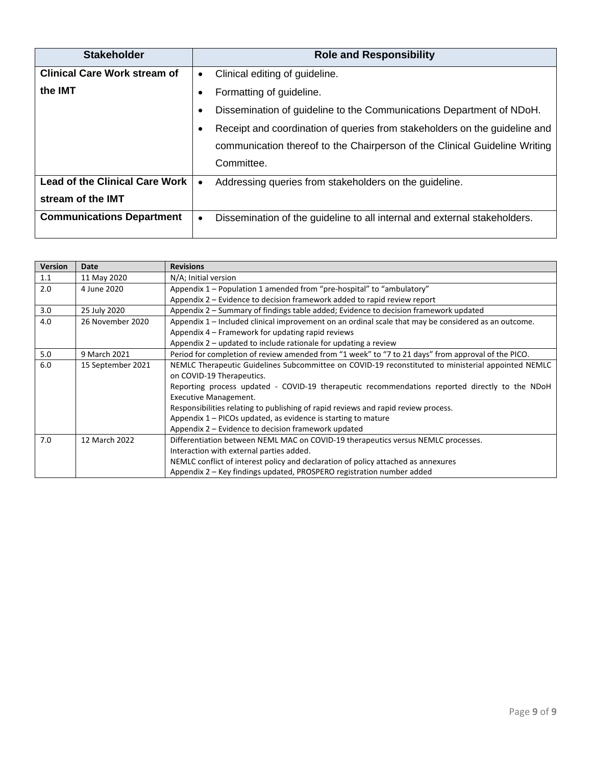| Stakeholder | Role and Responsibility |
| --- | --- |
| **Clinical Care Work stream of the IMT** | • Clinical editing of guideline.<br>• Formatting of guideline.<br>• Dissemination of guideline to the Communications Department of NDoH.<br>• Receipt and coordination of queries from stakeholders on the guideline and communication thereof to the Chairperson of the Clinical Guideline Writing Committee. |
| **Lead of the Clinical Care Work stream of the IMT** | • Addressing queries from stakeholders on the guideline. |
| **Communications Department** | • Dissemination of the guideline to all internal and external stakeholders. |

| Version | Date | Revisions |
| --- | --- | --- |
| 1.1 | 11 May 2020 | N/A; Initial version |
| 2.0 | 4 June 2020 | Appendix 1 – Population 1 amended from "pre-hospital" to "ambulatory"<br>Appendix 2 – Evidence to decision framework added to rapid review report |
| 3.0 | 25 July 2020 | Appendix 2 – Summary of findings table added; Evidence to decision framework updated |
| 4.0 | 26 November 2020 | Appendix 1 – Included clinical improvement on an ordinal scale that may be considered as an outcome.<br>Appendix 4 – Framework for updating rapid reviews<br>Appendix 2 – updated to include rationale for updating a review |
| 5.0 | 9 March 2021 | Period for completion of review amended from "1 week" to "7 to 21 days" from approval of the PICO. |
| 6.0 | 15 September 2021 | NEMLC Therapeutic Guidelines Subcommittee on COVID-19 reconstituted to ministerial appointed NEMLC on COVID-19 Therapeutics.<br>Reporting process updated - COVID-19 therapeutic recommendations reported directly to the NDoH Executive Management.<br>Responsibilities relating to publishing of rapid reviews and rapid review process.<br>Appendix 1 – PICOs updated, as evidence is starting to mature<br>Appendix 2 – Evidence to decision framework updated |
| 7.0 | 12 March 2022 | Differentiation between NEML MAC on COVID-19 therapeutics versus NEMLC processes.<br>Interaction with external parties added.<br>NEMLC conflict of interest policy and declaration of policy attached as annexures<br>Appendix 2 – Key findings updated, PROSPERO registration number added |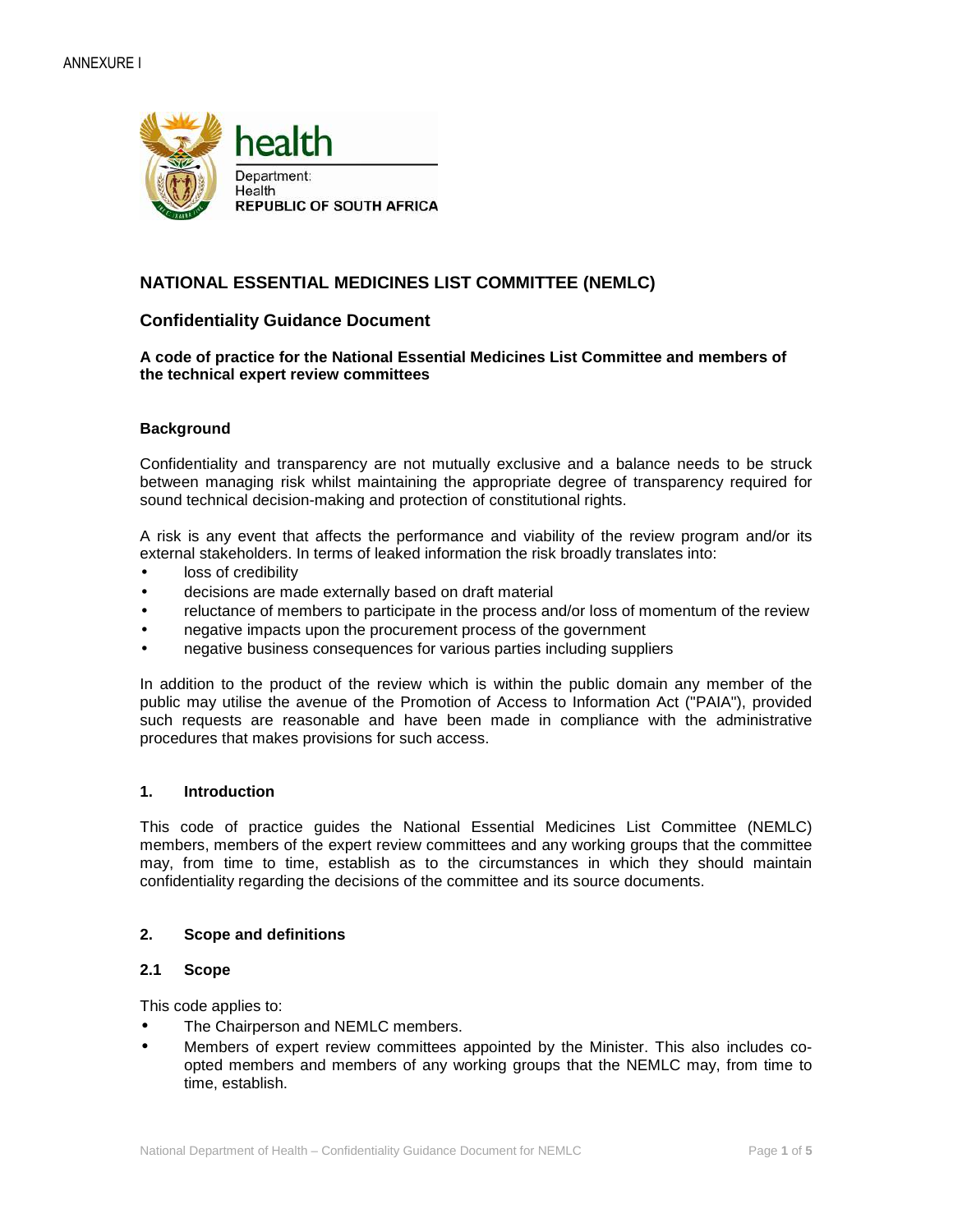ANNEXURE I

health

Department:
Health
REPUBLIC OF SOUTH AFRICA

## NATIONAL ESSENTIAL MEDICINES LIST COMMITTEE (NEMLC)

## Confidentiality Guidance Document

**A code of practice for the National Essential Medicines List Committee and members of the technical expert review committees**

### Background

Confidentiality and transparency are not mutually exclusive and a balance needs to be struck between managing risk whilst maintaining the appropriate degree of transparency required for sound technical decision-making and protection of constitutional rights.

A risk is any event that affects the performance and viability of the review program and/or its external stakeholders. In terms of leaked information the risk broadly translates into:

- loss of credibility
- decisions are made externally based on draft material
- reluctance of members to participate in the process and/or loss of momentum of the review
- negative impacts upon the procurement process of the government
- negative business consequences for various parties including suppliers

In addition to the product of the review which is within the public domain any member of the public may utilise the avenue of the Promotion of Access to Information Act ("PAIA"), provided such requests are reasonable and have been made in compliance with the administrative procedures that makes provisions for such access.

### 1. Introduction

This code of practice guides the National Essential Medicines List Committee (NEMLC) members, members of the expert review committees and any working groups that the committee may, from time to time, establish as to the circumstances in which they should maintain confidentiality regarding the decisions of the committee and its source documents.

### 2. Scope and definitions

#### 2.1 Scope

This code applies to:

- The Chairperson and NEMLC members.
- Members of expert review committees appointed by the Minister. This also includes co-opted members and members of any working groups that the NEMLC may, from time to time, establish.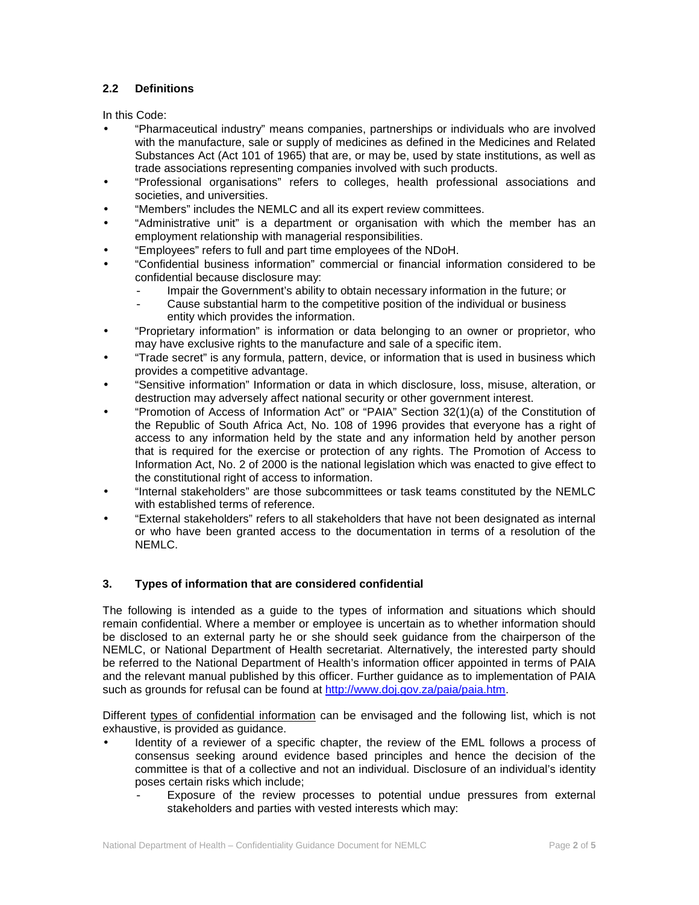### 2.2 Definitions

In this Code:

- "Pharmaceutical industry" means companies, partnerships or individuals who are involved with the manufacture, sale or supply of medicines as defined in the Medicines and Related Substances Act (Act 101 of 1965) that are, or may be, used by state institutions, as well as trade associations representing companies involved with such products.
- "Professional organisations" refers to colleges, health professional associations and societies, and universities.
- "Members" includes the NEMLC and all its expert review committees.
- "Administrative unit" is a department or organisation with which the member has an employment relationship with managerial responsibilities.
- "Employees" refers to full and part time employees of the NDoH.
- "Confidential business information" commercial or financial information considered to be confidential because disclosure may:
  - Impair the Government's ability to obtain necessary information in the future; or
  - Cause substantial harm to the competitive position of the individual or business entity which provides the information.
- "Proprietary information" is information or data belonging to an owner or proprietor, who may have exclusive rights to the manufacture and sale of a specific item.
- "Trade secret" is any formula, pattern, device, or information that is used in business which provides a competitive advantage.
- "Sensitive information" Information or data in which disclosure, loss, misuse, alteration, or destruction may adversely affect national security or other government interest.
- "Promotion of Access of Information Act" or "PAIA" Section 32(1)(a) of the Constitution of the Republic of South Africa Act, No. 108 of 1996 provides that everyone has a right of access to any information held by the state and any information held by another person that is required for the exercise or protection of any rights. The Promotion of Access to Information Act, No. 2 of 2000 is the national legislation which was enacted to give effect to the constitutional right of access to information.
- "Internal stakeholders" are those subcommittees or task teams constituted by the NEMLC with established terms of reference.
- "External stakeholders" refers to all stakeholders that have not been designated as internal or who have been granted access to the documentation in terms of a resolution of the NEMLC.

## 3. Types of information that are considered confidential

The following is intended as a guide to the types of information and situations which should remain confidential. Where a member or employee is uncertain as to whether information should be disclosed to an external party he or she should seek guidance from the chairperson of the NEMLC, or National Department of Health secretariat. Alternatively, the interested party should be referred to the National Department of Health's information officer appointed in terms of PAIA and the relevant manual published by this officer. Further guidance as to implementation of PAIA such as grounds for refusal can be found at [http://www.doj.gov.za/paia/paia.htm](http://www.doj.gov.za/paia/paia.htm).

Different types of confidential information can be envisaged and the following list, which is not exhaustive, is provided as guidance.

- Identity of a reviewer of a specific chapter, the review of the EML follows a process of consensus seeking around evidence based principles and hence the decision of the committee is that of a collective and not an individual. Disclosure of an individual's identity poses certain risks which include;
  - Exposure of the review processes to potential undue pressures from external stakeholders and parties with vested interests which may: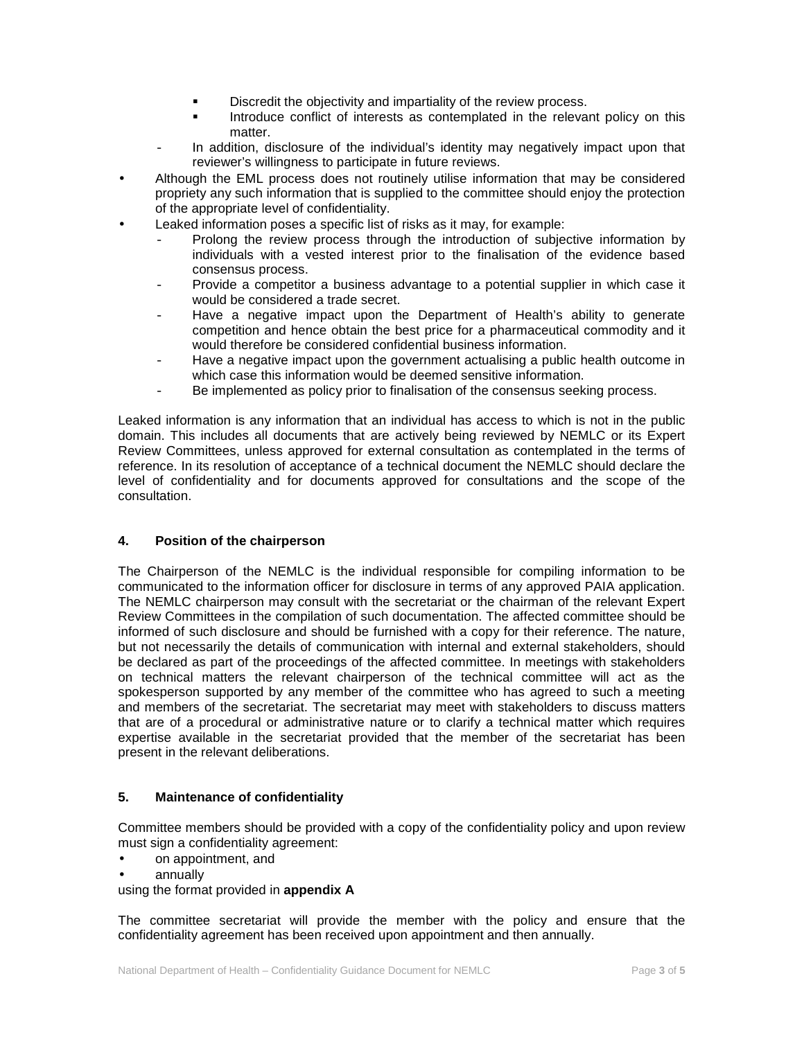- Discredit the objectivity and impartiality of the review process.
    - Introduce conflict of interests as contemplated in the relevant policy on this matter.
  - In addition, disclosure of the individual's identity may negatively impact upon that reviewer's willingness to participate in future reviews.
- Although the EML process does not routinely utilise information that may be considered propriety any such information that is supplied to the committee should enjoy the protection of the appropriate level of confidentiality.
- Leaked information poses a specific list of risks as it may, for example:
  - Prolong the review process through the introduction of subjective information by individuals with a vested interest prior to the finalisation of the evidence based consensus process.
  - Provide a competitor a business advantage to a potential supplier in which case it would be considered a trade secret.
  - Have a negative impact upon the Department of Health's ability to generate competition and hence obtain the best price for a pharmaceutical commodity and it would therefore be considered confidential business information.
  - Have a negative impact upon the government actualising a public health outcome in which case this information would be deemed sensitive information.
  - Be implemented as policy prior to finalisation of the consensus seeking process.

Leaked information is any information that an individual has access to which is not in the public domain. This includes all documents that are actively being reviewed by NEMLC or its Expert Review Committees, unless approved for external consultation as contemplated in the terms of reference. In its resolution of acceptance of a technical document the NEMLC should declare the level of confidentiality and for documents approved for consultations and the scope of the consultation.

## 4. Position of the chairperson

The Chairperson of the NEMLC is the individual responsible for compiling information to be communicated to the information officer for disclosure in terms of any approved PAIA application. The NEMLC chairperson may consult with the secretariat or the chairman of the relevant Expert Review Committees in the compilation of such documentation. The affected committee should be informed of such disclosure and should be furnished with a copy for their reference. The nature, but not necessarily the details of communication with internal and external stakeholders, should be declared as part of the proceedings of the affected committee. In meetings with stakeholders on technical matters the relevant chairperson of the technical committee will act as the spokesperson supported by any member of the committee who has agreed to such a meeting and members of the secretariat. The secretariat may meet with stakeholders to discuss matters that are of a procedural or administrative nature or to clarify a technical matter which requires expertise available in the secretariat provided that the member of the secretariat has been present in the relevant deliberations.

## 5. Maintenance of confidentiality

Committee members should be provided with a copy of the confidentiality policy and upon review must sign a confidentiality agreement:

- on appointment, and
- annually

using the format provided in **appendix A**

The committee secretariat will provide the member with the policy and ensure that the confidentiality agreement has been received upon appointment and then annually.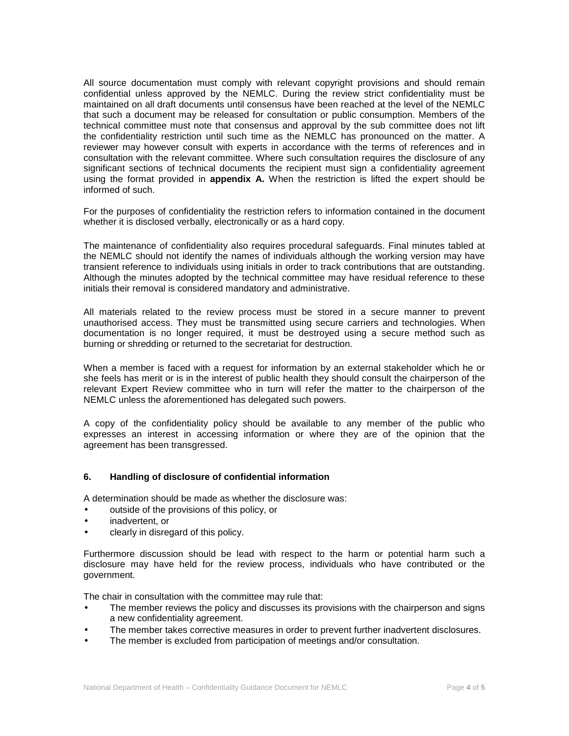All source documentation must comply with relevant copyright provisions and should remain confidential unless approved by the NEMLC. During the review strict confidentiality must be maintained on all draft documents until consensus have been reached at the level of the NEMLC that such a document may be released for consultation or public consumption. Members of the technical committee must note that consensus and approval by the sub committee does not lift the confidentiality restriction until such time as the NEMLC has pronounced on the matter. A reviewer may however consult with experts in accordance with the terms of references and in consultation with the relevant committee. Where such consultation requires the disclosure of any significant sections of technical documents the recipient must sign a confidentiality agreement using the format provided in **appendix A.** When the restriction is lifted the expert should be informed of such.

For the purposes of confidentiality the restriction refers to information contained in the document whether it is disclosed verbally, electronically or as a hard copy.

The maintenance of confidentiality also requires procedural safeguards. Final minutes tabled at the NEMLC should not identify the names of individuals although the working version may have transient reference to individuals using initials in order to track contributions that are outstanding. Although the minutes adopted by the technical committee may have residual reference to these initials their removal is considered mandatory and administrative.

All materials related to the review process must be stored in a secure manner to prevent unauthorised access. They must be transmitted using secure carriers and technologies. When documentation is no longer required, it must be destroyed using a secure method such as burning or shredding or returned to the secretariat for destruction.

When a member is faced with a request for information by an external stakeholder which he or she feels has merit or is in the interest of public health they should consult the chairperson of the relevant Expert Review committee who in turn will refer the matter to the chairperson of the NEMLC unless the aforementioned has delegated such powers.

A copy of the confidentiality policy should be available to any member of the public who expresses an interest in accessing information or where they are of the opinion that the agreement has been transgressed.

## 6. Handling of disclosure of confidential information

A determination should be made as whether the disclosure was:

- outside of the provisions of this policy, or
- inadvertent, or
- clearly in disregard of this policy.

Furthermore discussion should be lead with respect to the harm or potential harm such a disclosure may have held for the review process, individuals who have contributed or the government.

The chair in consultation with the committee may rule that:

- The member reviews the policy and discusses its provisions with the chairperson and signs a new confidentiality agreement.
- The member takes corrective measures in order to prevent further inadvertent disclosures.
- The member is excluded from participation of meetings and/or consultation.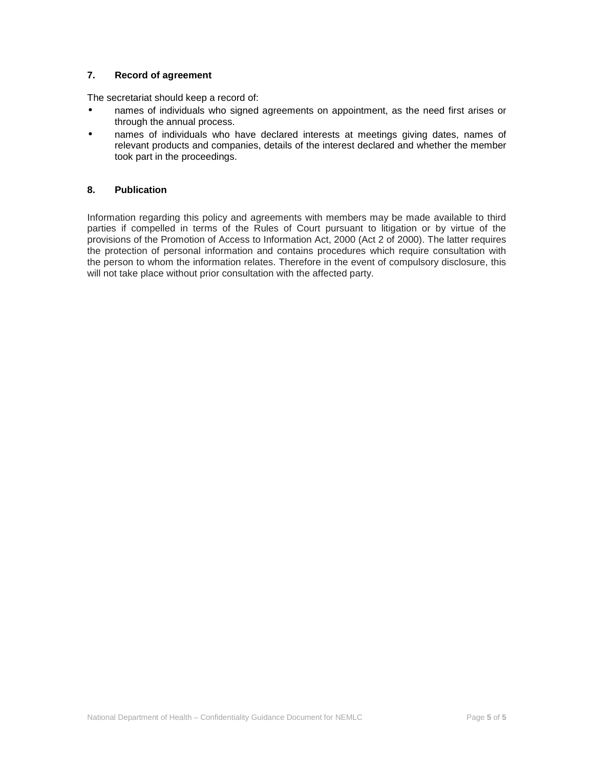## 7. Record of agreement

The secretariat should keep a record of:

- names of individuals who signed agreements on appointment, as the need first arises or through the annual process.
- names of individuals who have declared interests at meetings giving dates, names of relevant products and companies, details of the interest declared and whether the member took part in the proceedings.

## 8. Publication

Information regarding this policy and agreements with members may be made available to third parties if compelled in terms of the Rules of Court pursuant to litigation or by virtue of the provisions of the Promotion of Access to Information Act, 2000 (Act 2 of 2000). The latter requires the protection of personal information and contains procedures which require consultation with the person to whom the information relates. Therefore in the event of compulsory disclosure, this will not take place without prior consultation with the affected party.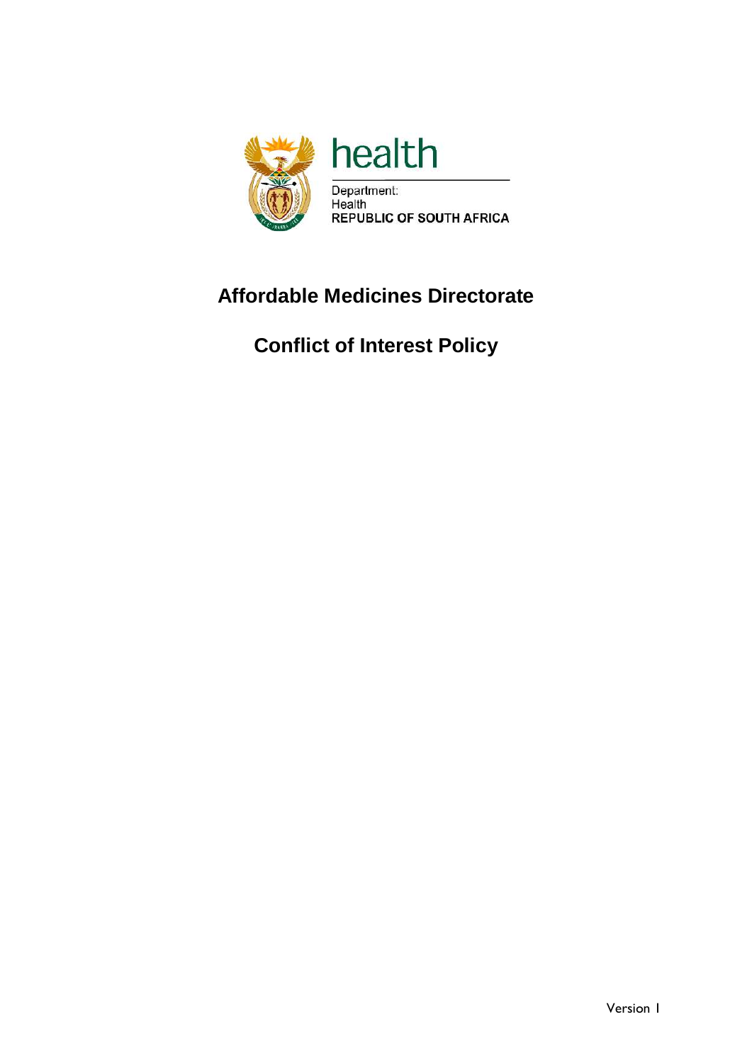health

Department:
Health
REPUBLIC OF SOUTH AFRICA

# Affordable Medicines Directorate

# Conflict of Interest Policy

Version 1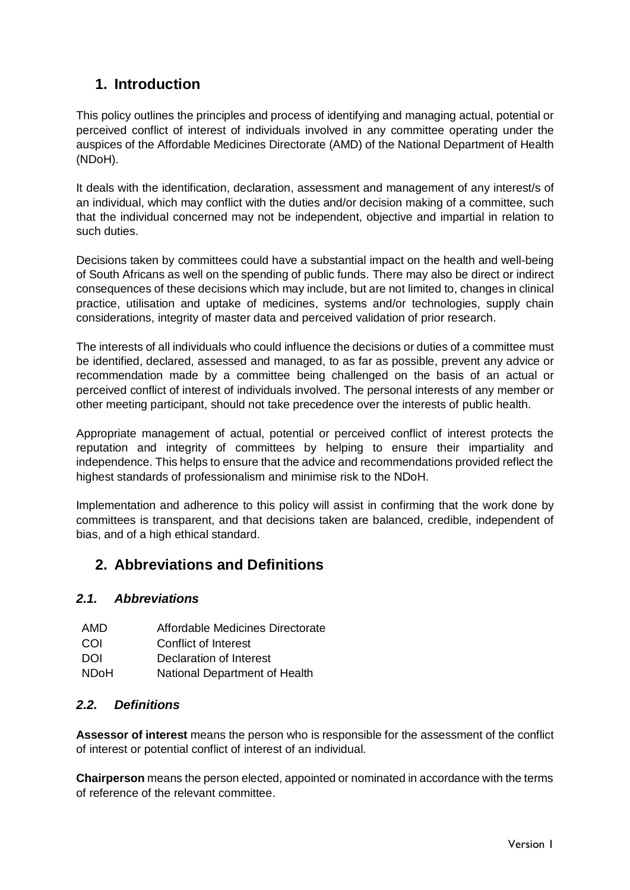## 1. Introduction

This policy outlines the principles and process of identifying and managing actual, potential or perceived conflict of interest of individuals involved in any committee operating under the auspices of the Affordable Medicines Directorate (AMD) of the National Department of Health (NDoH).

It deals with the identification, declaration, assessment and management of any interest/s of an individual, which may conflict with the duties and/or decision making of a committee, such that the individual concerned may not be independent, objective and impartial in relation to such duties.

Decisions taken by committees could have a substantial impact on the health and well-being of South Africans as well on the spending of public funds. There may also be direct or indirect consequences of these decisions which may include, but are not limited to, changes in clinical practice, utilisation and uptake of medicines, systems and/or technologies, supply chain considerations, integrity of master data and perceived validation of prior research.

The interests of all individuals who could influence the decisions or duties of a committee must be identified, declared, assessed and managed, to as far as possible, prevent any advice or recommendation made by a committee being challenged on the basis of an actual or perceived conflict of interest of individuals involved. The personal interests of any member or other meeting participant, should not take precedence over the interests of public health.

Appropriate management of actual, potential or perceived conflict of interest protects the reputation and integrity of committees by helping to ensure their impartiality and independence. This helps to ensure that the advice and recommendations provided reflect the highest standards of professionalism and minimise risk to the NDoH.

Implementation and adherence to this policy will assist in confirming that the work done by committees is transparent, and that decisions taken are balanced, credible, independent of bias, and of a high ethical standard.

## 2. Abbreviations and Definitions

### *2.1. Abbreviations*

| | |
|---|---|
| AMD | Affordable Medicines Directorate |
| COI | Conflict of Interest |
| DOI | Declaration of Interest |
| NDoH | National Department of Health |

### *2.2. Definitions*

**Assessor of interest** means the person who is responsible for the assessment of the conflict of interest or potential conflict of interest of an individual.

**Chairperson** means the person elected, appointed or nominated in accordance with the terms of reference of the relevant committee.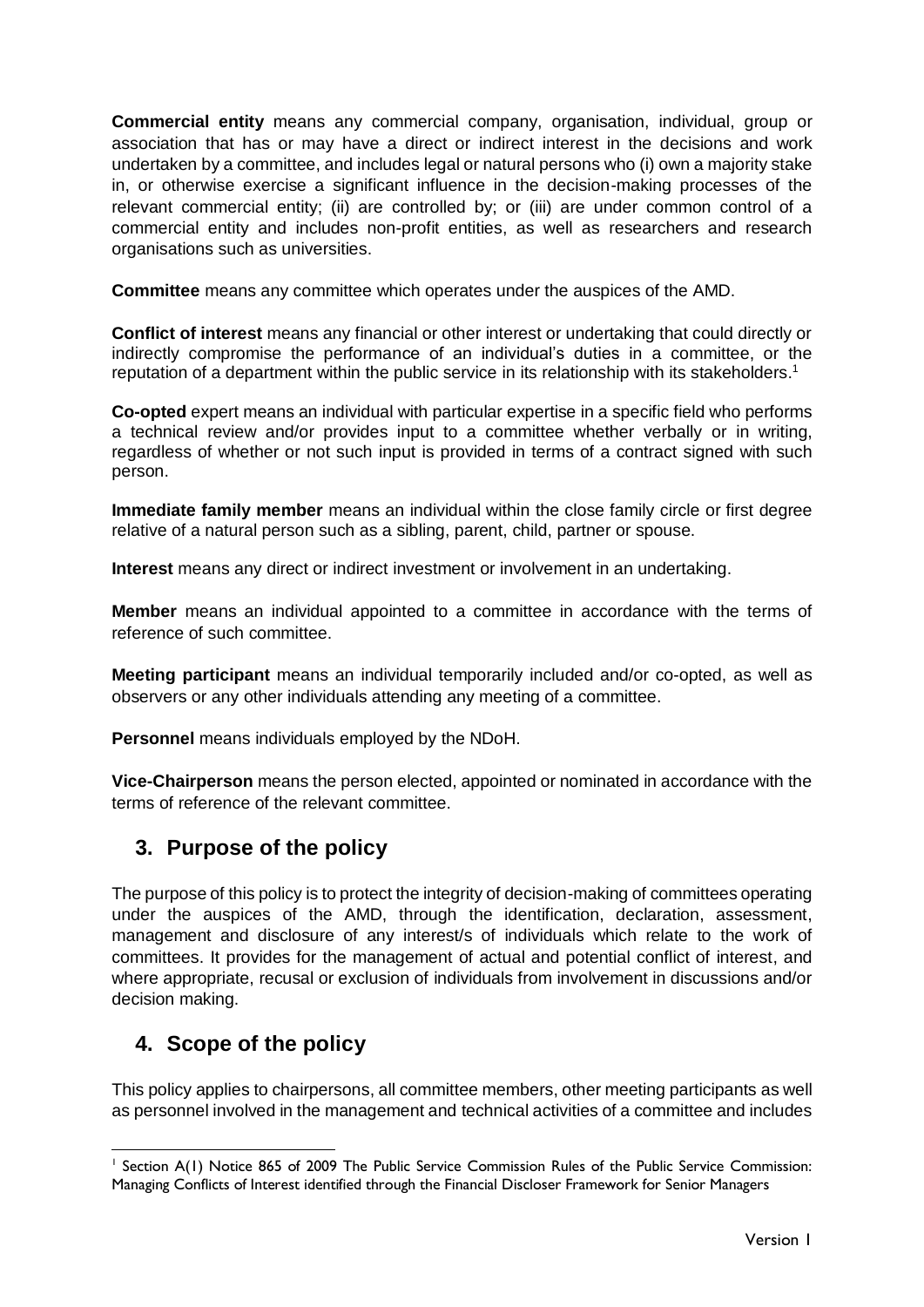**Commercial entity** means any commercial company, organisation, individual, group or association that has or may have a direct or indirect interest in the decisions and work undertaken by a committee, and includes legal or natural persons who (i) own a majority stake in, or otherwise exercise a significant influence in the decision-making processes of the relevant commercial entity; (ii) are controlled by; or (iii) are under common control of a commercial entity and includes non-profit entities, as well as researchers and research organisations such as universities.

**Committee** means any committee which operates under the auspices of the AMD.

**Conflict of interest** means any financial or other interest or undertaking that could directly or indirectly compromise the performance of an individual's duties in a committee, or the reputation of a department within the public service in its relationship with its stakeholders.[1]

**Co-opted** expert means an individual with particular expertise in a specific field who performs a technical review and/or provides input to a committee whether verbally or in writing, regardless of whether or not such input is provided in terms of a contract signed with such person.

**Immediate family member** means an individual within the close family circle or first degree relative of a natural person such as a sibling, parent, child, partner or spouse.

**Interest** means any direct or indirect investment or involvement in an undertaking.

**Member** means an individual appointed to a committee in accordance with the terms of reference of such committee.

**Meeting participant** means an individual temporarily included and/or co-opted, as well as observers or any other individuals attending any meeting of a committee.

**Personnel** means individuals employed by the NDoH.

**Vice-Chairperson** means the person elected, appointed or nominated in accordance with the terms of reference of the relevant committee.

## 3. Purpose of the policy

The purpose of this policy is to protect the integrity of decision-making of committees operating under the auspices of the AMD, through the identification, declaration, assessment, management and disclosure of any interest/s of individuals which relate to the work of committees. It provides for the management of actual and potential conflict of interest, and where appropriate, recusal or exclusion of individuals from involvement in discussions and/or decision making.

## 4. Scope of the policy

This policy applies to chairpersons, all committee members, other meeting participants as well as personnel involved in the management and technical activities of a committee and includes

[1] Section A(1) Notice 865 of 2009 The Public Service Commission Rules of the Public Service Commission: Managing Conflicts of Interest identified through the Financial Discloser Framework for Senior Managers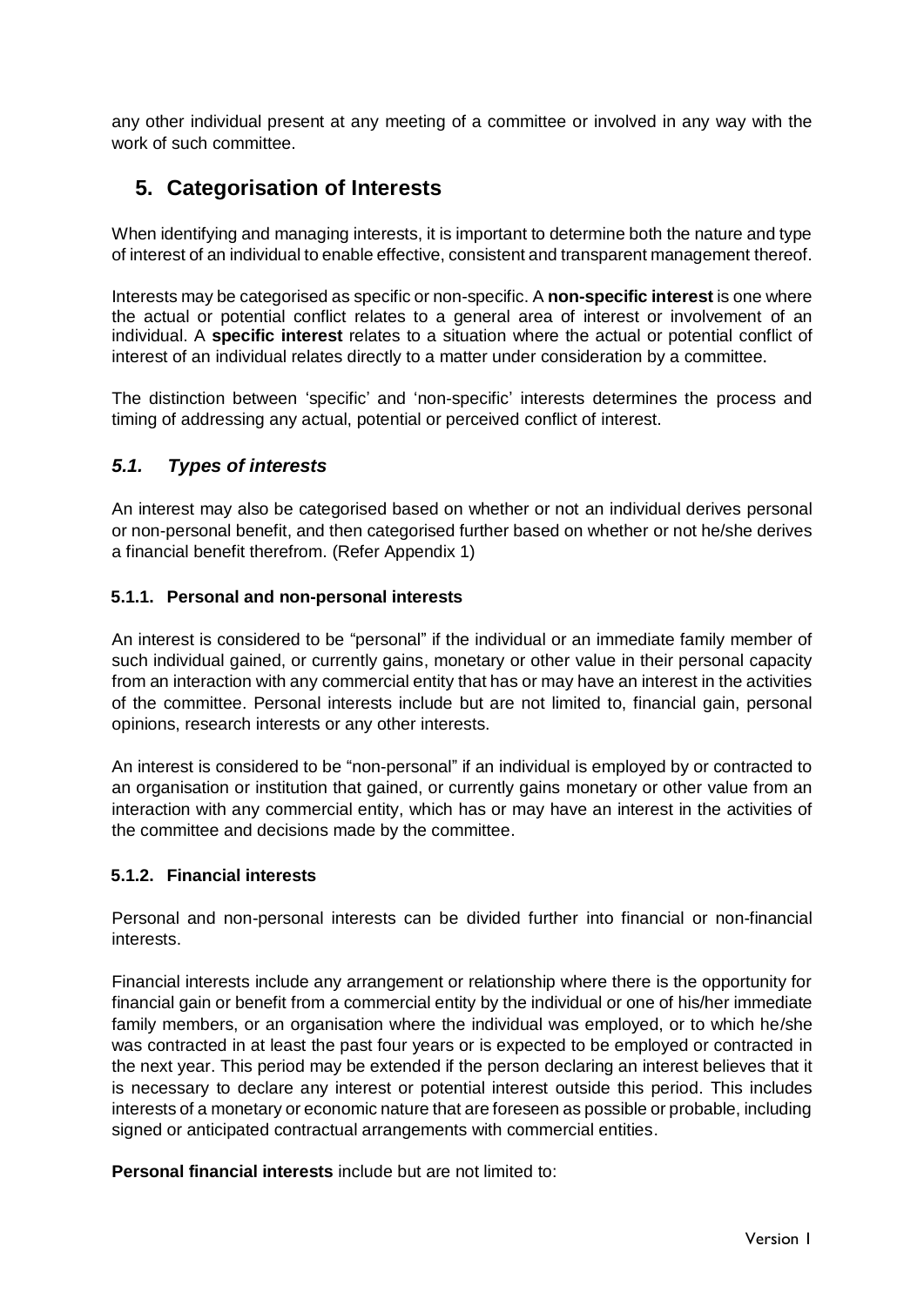any other individual present at any meeting of a committee or involved in any way with the work of such committee.

## 5. Categorisation of Interests

When identifying and managing interests, it is important to determine both the nature and type of interest of an individual to enable effective, consistent and transparent management thereof.

Interests may be categorised as specific or non-specific. A **non-specific interest** is one where the actual or potential conflict relates to a general area of interest or involvement of an individual. A **specific interest** relates to a situation where the actual or potential conflict of interest of an individual relates directly to a matter under consideration by a committee.

The distinction between 'specific' and 'non-specific' interests determines the process and timing of addressing any actual, potential or perceived conflict of interest.

### *5.1. Types of interests*

An interest may also be categorised based on whether or not an individual derives personal or non-personal benefit, and then categorised further based on whether or not he/she derives a financial benefit therefrom. (Refer Appendix 1)

#### 5.1.1. Personal and non-personal interests

An interest is considered to be "personal" if the individual or an immediate family member of such individual gained, or currently gains, monetary or other value in their personal capacity from an interaction with any commercial entity that has or may have an interest in the activities of the committee. Personal interests include but are not limited to, financial gain, personal opinions, research interests or any other interests.

An interest is considered to be "non-personal" if an individual is employed by or contracted to an organisation or institution that gained, or currently gains monetary or other value from an interaction with any commercial entity, which has or may have an interest in the activities of the committee and decisions made by the committee.

#### 5.1.2. Financial interests

Personal and non-personal interests can be divided further into financial or non-financial interests.

Financial interests include any arrangement or relationship where there is the opportunity for financial gain or benefit from a commercial entity by the individual or one of his/her immediate family members, or an organisation where the individual was employed, or to which he/she was contracted in at least the past four years or is expected to be employed or contracted in the next year. This period may be extended if the person declaring an interest believes that it is necessary to declare any interest or potential interest outside this period. This includes interests of a monetary or economic nature that are foreseen as possible or probable, including signed or anticipated contractual arrangements with commercial entities.

**Personal financial interests** include but are not limited to: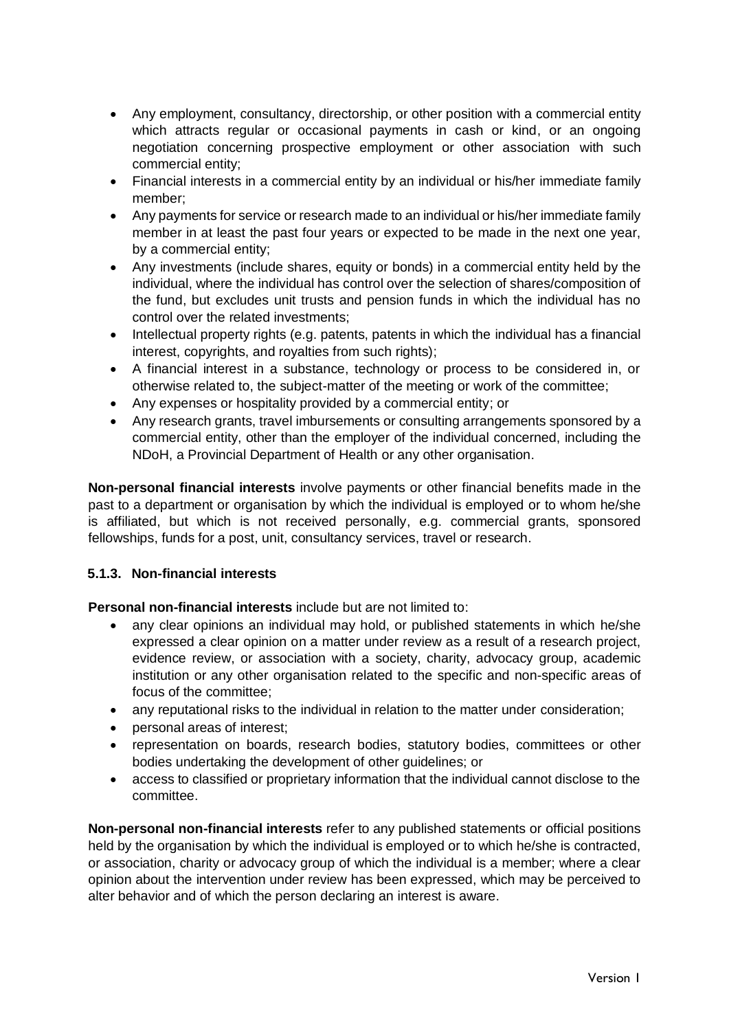- Any employment, consultancy, directorship, or other position with a commercial entity which attracts regular or occasional payments in cash or kind, or an ongoing negotiation concerning prospective employment or other association with such commercial entity;
- Financial interests in a commercial entity by an individual or his/her immediate family member;
- Any payments for service or research made to an individual or his/her immediate family member in at least the past four years or expected to be made in the next one year, by a commercial entity;
- Any investments (include shares, equity or bonds) in a commercial entity held by the individual, where the individual has control over the selection of shares/composition of the fund, but excludes unit trusts and pension funds in which the individual has no control over the related investments;
- Intellectual property rights (e.g. patents, patents in which the individual has a financial interest, copyrights, and royalties from such rights);
- A financial interest in a substance, technology or process to be considered in, or otherwise related to, the subject-matter of the meeting or work of the committee;
- Any expenses or hospitality provided by a commercial entity; or
- Any research grants, travel imbursements or consulting arrangements sponsored by a commercial entity, other than the employer of the individual concerned, including the NDoH, a Provincial Department of Health or any other organisation.

**Non-personal financial interests** involve payments or other financial benefits made in the past to a department or organisation by which the individual is employed or to whom he/she is affiliated, but which is not received personally, e.g. commercial grants, sponsored fellowships, funds for a post, unit, consultancy services, travel or research.

#### 5.1.3. Non-financial interests

**Personal non-financial interests** include but are not limited to:

- any clear opinions an individual may hold, or published statements in which he/she expressed a clear opinion on a matter under review as a result of a research project, evidence review, or association with a society, charity, advocacy group, academic institution or any other organisation related to the specific and non-specific areas of focus of the committee;
- any reputational risks to the individual in relation to the matter under consideration;
- personal areas of interest;
- representation on boards, research bodies, statutory bodies, committees or other bodies undertaking the development of other guidelines; or
- access to classified or proprietary information that the individual cannot disclose to the committee.

**Non-personal non-financial interests** refer to any published statements or official positions held by the organisation by which the individual is employed or to which he/she is contracted, or association, charity or advocacy group of which the individual is a member; where a clear opinion about the intervention under review has been expressed, which may be perceived to alter behavior and of which the person declaring an interest is aware.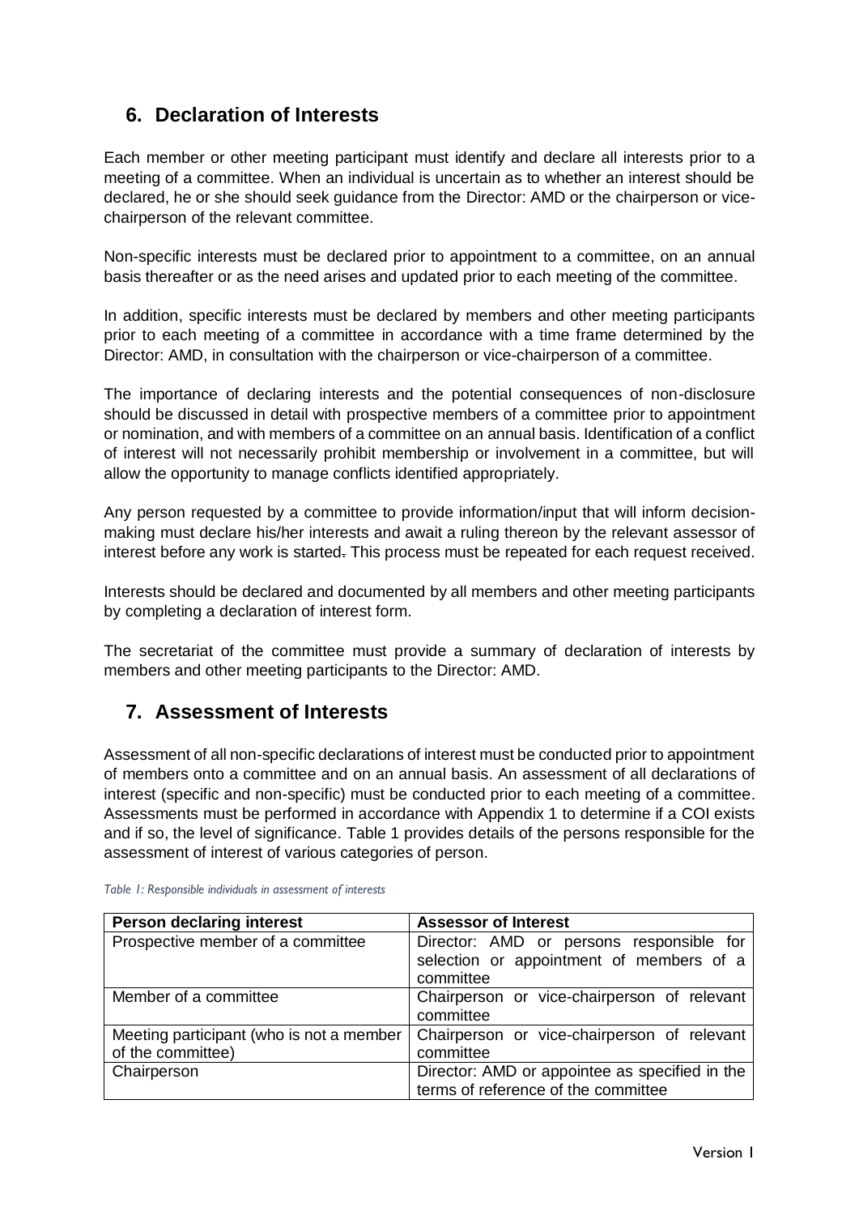## 6. Declaration of Interests

Each member or other meeting participant must identify and declare all interests prior to a meeting of a committee. When an individual is uncertain as to whether an interest should be declared, he or she should seek guidance from the Director: AMD or the chairperson or vice-chairperson of the relevant committee.

Non-specific interests must be declared prior to appointment to a committee, on an annual basis thereafter or as the need arises and updated prior to each meeting of the committee.

In addition, specific interests must be declared by members and other meeting participants prior to each meeting of a committee in accordance with a time frame determined by the Director: AMD, in consultation with the chairperson or vice-chairperson of a committee.

The importance of declaring interests and the potential consequences of non-disclosure should be discussed in detail with prospective members of a committee prior to appointment or nomination, and with members of a committee on an annual basis. Identification of a conflict of interest will not necessarily prohibit membership or involvement in a committee, but will allow the opportunity to manage conflicts identified appropriately.

Any person requested by a committee to provide information/input that will inform decision-making must declare his/her interests and await a ruling thereon by the relevant assessor of interest before any work is started. This process must be repeated for each request received.

Interests should be declared and documented by all members and other meeting participants by completing a declaration of interest form.

The secretariat of the committee must provide a summary of declaration of interests by members and other meeting participants to the Director: AMD.

## 7. Assessment of Interests

Assessment of all non-specific declarations of interest must be conducted prior to appointment of members onto a committee and on an annual basis. An assessment of all declarations of interest (specific and non-specific) must be conducted prior to each meeting of a committee. Assessments must be performed in accordance with Appendix 1 to determine if a COI exists and if so, the level of significance. Table 1 provides details of the persons responsible for the assessment of interest of various categories of person.

*Table 1: Responsible individuals in assessment of interests*

| Person declaring interest | Assessor of Interest |
| --- | --- |
| Prospective member of a committee | Director: AMD or persons responsible for selection or appointment of members of a committee |
| Member of a committee | Chairperson or vice-chairperson of relevant committee |
| Meeting participant (who is not a member of the committee) | Chairperson or vice-chairperson of relevant committee |
| Chairperson | Director: AMD or appointee as specified in the terms of reference of the committee |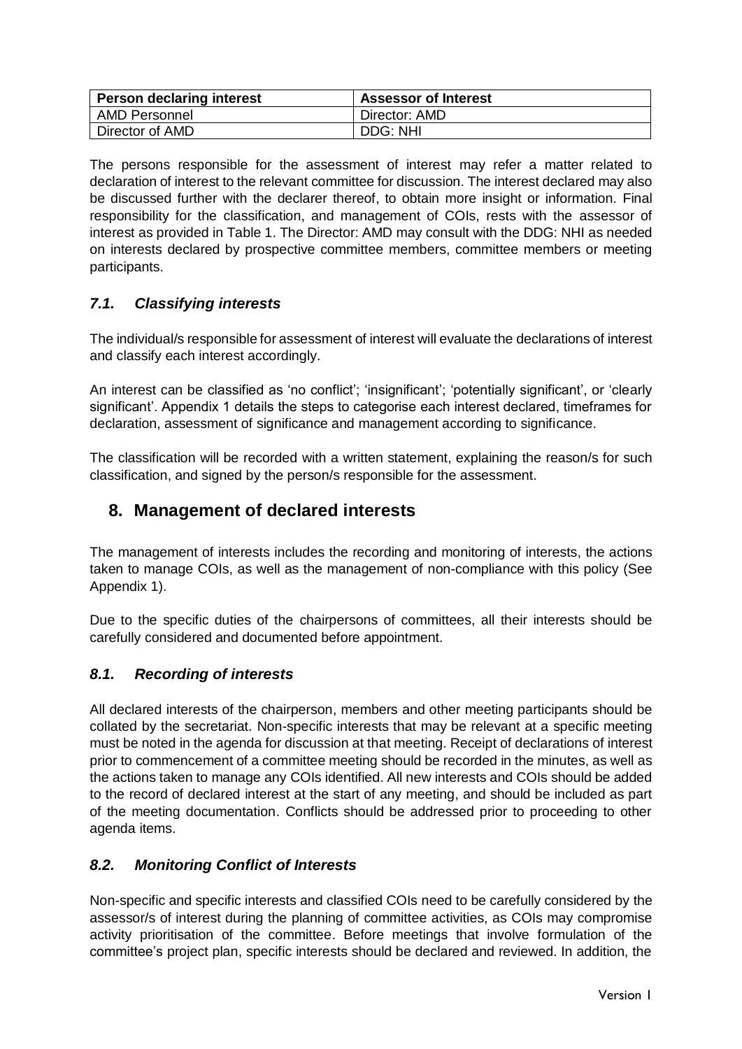| Person declaring interest | Assessor of Interest |
|---|---|
| AMD Personnel | Director: AMD |
| Director of AMD | DDG: NHI |

The persons responsible for the assessment of interest may refer a matter related to declaration of interest to the relevant committee for discussion. The interest declared may also be discussed further with the declarer thereof, to obtain more insight or information. Final responsibility for the classification, and management of COIs, rests with the assessor of interest as provided in Table 1. The Director: AMD may consult with the DDG: NHI as needed on interests declared by prospective committee members, committee members or meeting participants.

### *7.1. Classifying interests*

The individual/s responsible for assessment of interest will evaluate the declarations of interest and classify each interest accordingly.

An interest can be classified as 'no conflict'; 'insignificant'; 'potentially significant', or 'clearly significant'. Appendix 1 details the steps to categorise each interest declared, timeframes for declaration, assessment of significance and management according to significance.

The classification will be recorded with a written statement, explaining the reason/s for such classification, and signed by the person/s responsible for the assessment.

## 8. Management of declared interests

The management of interests includes the recording and monitoring of interests, the actions taken to manage COIs, as well as the management of non-compliance with this policy (See Appendix 1).

Due to the specific duties of the chairpersons of committees, all their interests should be carefully considered and documented before appointment.

### *8.1. Recording of interests*

All declared interests of the chairperson, members and other meeting participants should be collated by the secretariat. Non-specific interests that may be relevant at a specific meeting must be noted in the agenda for discussion at that meeting. Receipt of declarations of interest prior to commencement of a committee meeting should be recorded in the minutes, as well as the actions taken to manage any COIs identified. All new interests and COIs should be added to the record of declared interest at the start of any meeting, and should be included as part of the meeting documentation. Conflicts should be addressed prior to proceeding to other agenda items.

### *8.2. Monitoring Conflict of Interests*

Non-specific and specific interests and classified COIs need to be carefully considered by the assessor/s of interest during the planning of committee activities, as COIs may compromise activity prioritisation of the committee. Before meetings that involve formulation of the committee's project plan, specific interests should be declared and reviewed. In addition, the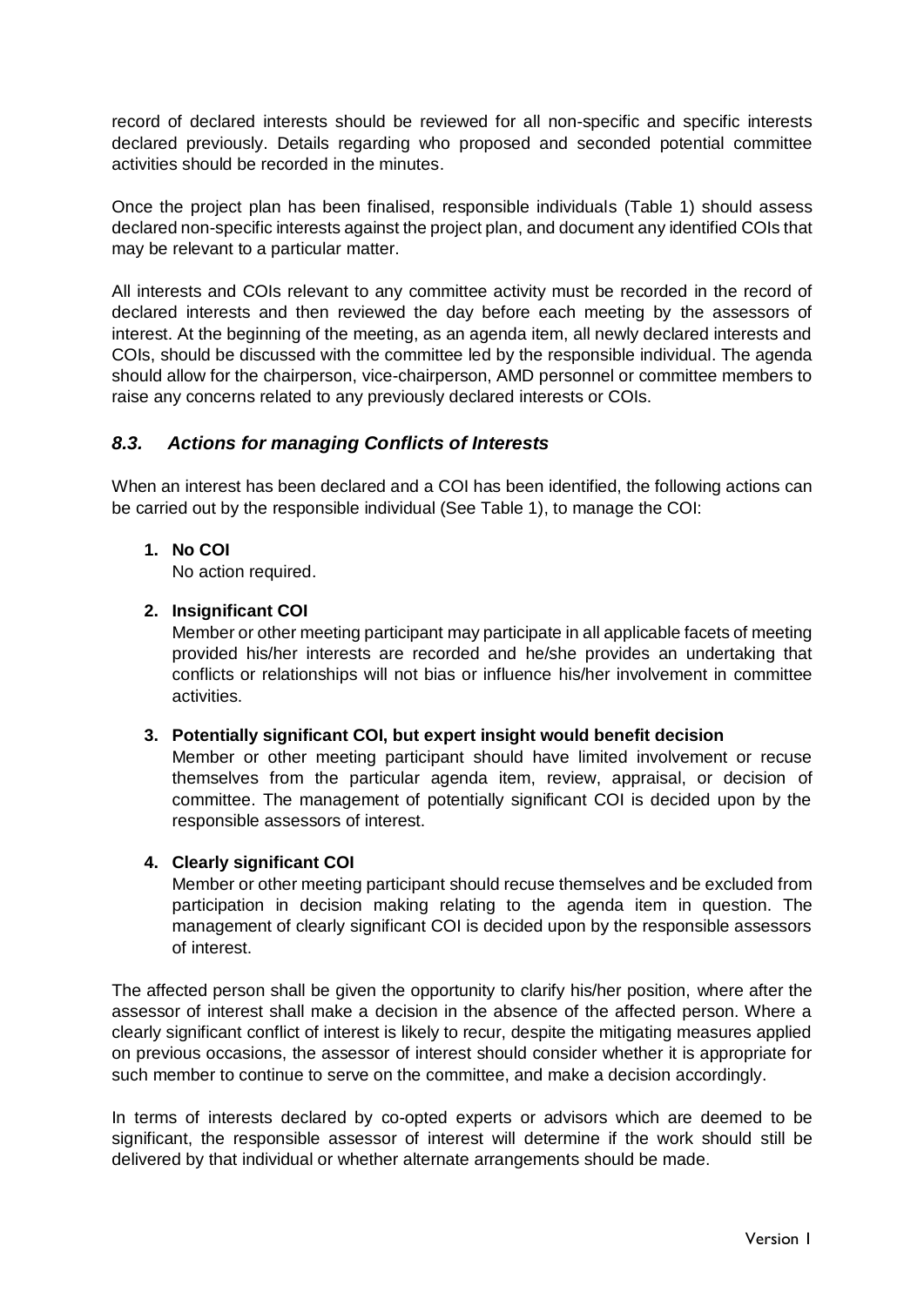record of declared interests should be reviewed for all non-specific and specific interests declared previously. Details regarding who proposed and seconded potential committee activities should be recorded in the minutes.

Once the project plan has been finalised, responsible individuals (Table 1) should assess declared non-specific interests against the project plan, and document any identified COIs that may be relevant to a particular matter.

All interests and COIs relevant to any committee activity must be recorded in the record of declared interests and then reviewed the day before each meeting by the assessors of interest. At the beginning of the meeting, as an agenda item, all newly declared interests and COIs, should be discussed with the committee led by the responsible individual. The agenda should allow for the chairperson, vice-chairperson, AMD personnel or committee members to raise any concerns related to any previously declared interests or COIs.

### *8.3. Actions for managing Conflicts of Interests*

When an interest has been declared and a COI has been identified, the following actions can be carried out by the responsible individual (See Table 1), to manage the COI:

1. **No COI**
   No action required.

2. **Insignificant COI**
   Member or other meeting participant may participate in all applicable facets of meeting provided his/her interests are recorded and he/she provides an undertaking that conflicts or relationships will not bias or influence his/her involvement in committee activities.

3. **Potentially significant COI, but expert insight would benefit decision**
   Member or other meeting participant should have limited involvement or recuse themselves from the particular agenda item, review, appraisal, or decision of committee. The management of potentially significant COI is decided upon by the responsible assessors of interest.

4. **Clearly significant COI**
   Member or other meeting participant should recuse themselves and be excluded from participation in decision making relating to the agenda item in question. The management of clearly significant COI is decided upon by the responsible assessors of interest.

The affected person shall be given the opportunity to clarify his/her position, where after the assessor of interest shall make a decision in the absence of the affected person. Where a clearly significant conflict of interest is likely to recur, despite the mitigating measures applied on previous occasions, the assessor of interest should consider whether it is appropriate for such member to continue to serve on the committee, and make a decision accordingly.

In terms of interests declared by co-opted experts or advisors which are deemed to be significant, the responsible assessor of interest will determine if the work should still be delivered by that individual or whether alternate arrangements should be made.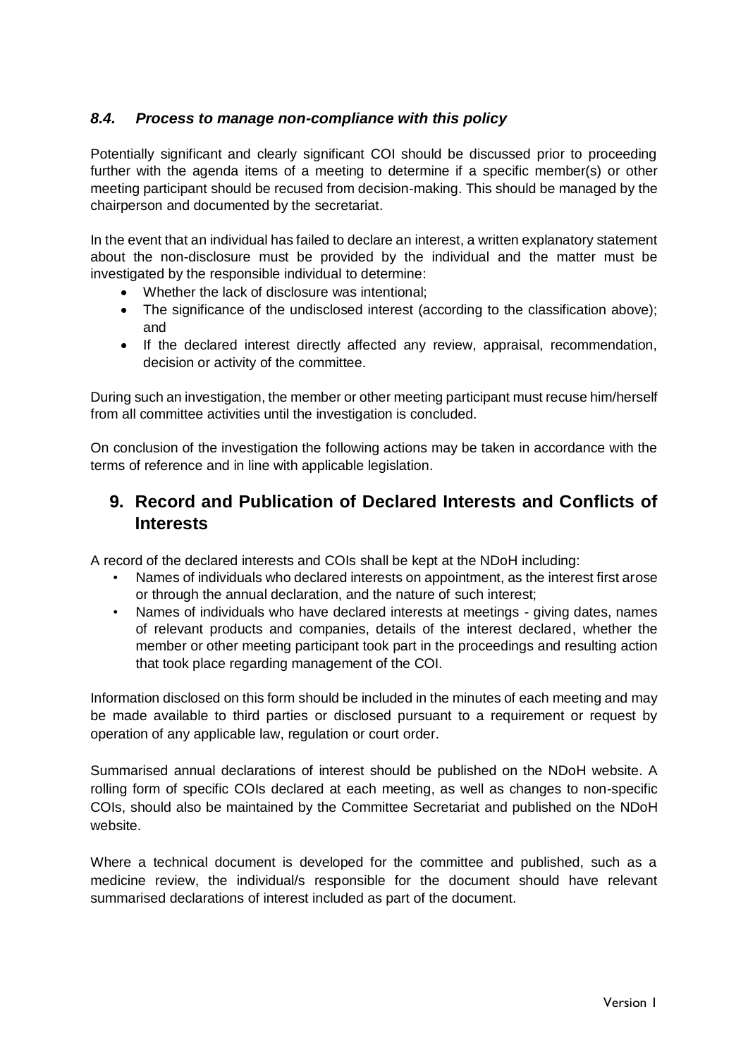### *8.4. Process to manage non-compliance with this policy*

Potentially significant and clearly significant COI should be discussed prior to proceeding further with the agenda items of a meeting to determine if a specific member(s) or other meeting participant should be recused from decision-making. This should be managed by the chairperson and documented by the secretariat.

In the event that an individual has failed to declare an interest, a written explanatory statement about the non-disclosure must be provided by the individual and the matter must be investigated by the responsible individual to determine:

- Whether the lack of disclosure was intentional;
- The significance of the undisclosed interest (according to the classification above); and
- If the declared interest directly affected any review, appraisal, recommendation, decision or activity of the committee.

During such an investigation, the member or other meeting participant must recuse him/herself from all committee activities until the investigation is concluded.

On conclusion of the investigation the following actions may be taken in accordance with the terms of reference and in line with applicable legislation.

## 9. Record and Publication of Declared Interests and Conflicts of Interests

A record of the declared interests and COIs shall be kept at the NDoH including:

- Names of individuals who declared interests on appointment, as the interest first arose or through the annual declaration, and the nature of such interest;
- Names of individuals who have declared interests at meetings - giving dates, names of relevant products and companies, details of the interest declared, whether the member or other meeting participant took part in the proceedings and resulting action that took place regarding management of the COI.

Information disclosed on this form should be included in the minutes of each meeting and may be made available to third parties or disclosed pursuant to a requirement or request by operation of any applicable law, regulation or court order.

Summarised annual declarations of interest should be published on the NDoH website. A rolling form of specific COIs declared at each meeting, as well as changes to non-specific COIs, should also be maintained by the Committee Secretariat and published on the NDoH website.

Where a technical document is developed for the committee and published, such as a medicine review, the individual/s responsible for the document should have relevant summarised declarations of interest included as part of the document.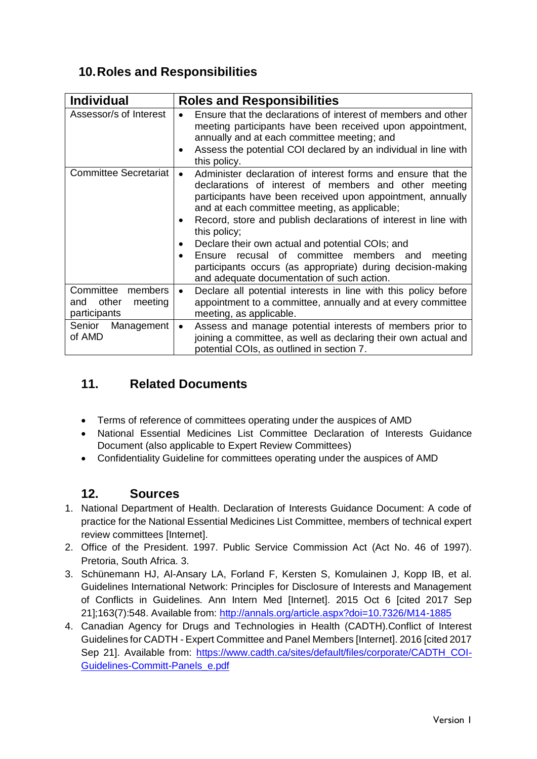## 10. Roles and Responsibilities

| Individual | Roles and Responsibilities |
|---|---|
| Assessor/s of Interest | • Ensure that the declarations of interest of members and other meeting participants have been received upon appointment, annually and at each committee meeting; and<br>• Assess the potential COI declared by an individual in line with this policy. |
| Committee Secretariat | • Administer declaration of interest forms and ensure that the declarations of interest of members and other meeting participants have been received upon appointment, annually and at each committee meeting, as applicable;<br>• Record, store and publish declarations of interest in line with this policy;<br>• Declare their own actual and potential COIs; and<br>• Ensure recusal of committee members and meeting participants occurs (as appropriate) during decision-making and adequate documentation of such action. |
| Committee members and other meeting participants | • Declare all potential interests in line with this policy before appointment to a committee, annually and at every committee meeting, as applicable. |
| Senior Management of AMD | • Assess and manage potential interests of members prior to joining a committee, as well as declaring their own actual and potential COIs, as outlined in section 7. |

## 11. Related Documents

- Terms of reference of committees operating under the auspices of AMD
- National Essential Medicines List Committee Declaration of Interests Guidance Document (also applicable to Expert Review Committees)
- Confidentiality Guideline for committees operating under the auspices of AMD

## 12. Sources

1. National Department of Health. Declaration of Interests Guidance Document: A code of practice for the National Essential Medicines List Committee, members of technical expert review committees [Internet].
2. Office of the President. 1997. Public Service Commission Act (Act No. 46 of 1997). Pretoria, South Africa. 3.
3. Schünemann HJ, Al-Ansary LA, Forland F, Kersten S, Komulainen J, Kopp IB, et al. Guidelines International Network: Principles for Disclosure of Interests and Management of Conflicts in Guidelines. Ann Intern Med [Internet]. 2015 Oct 6 [cited 2017 Sep 21];163(7):548. Available from: http://annals.org/article.aspx?doi=10.7326/M14-1885
4. Canadian Agency for Drugs and Technologies in Health (CADTH).Conflict of Interest Guidelines for CADTH - Expert Committee and Panel Members [Internet]. 2016 [cited 2017 Sep 21]. Available from: https://www.cadth.ca/sites/default/files/corporate/CADTH_COI-Guidelines-Committ-Panels_e.pdf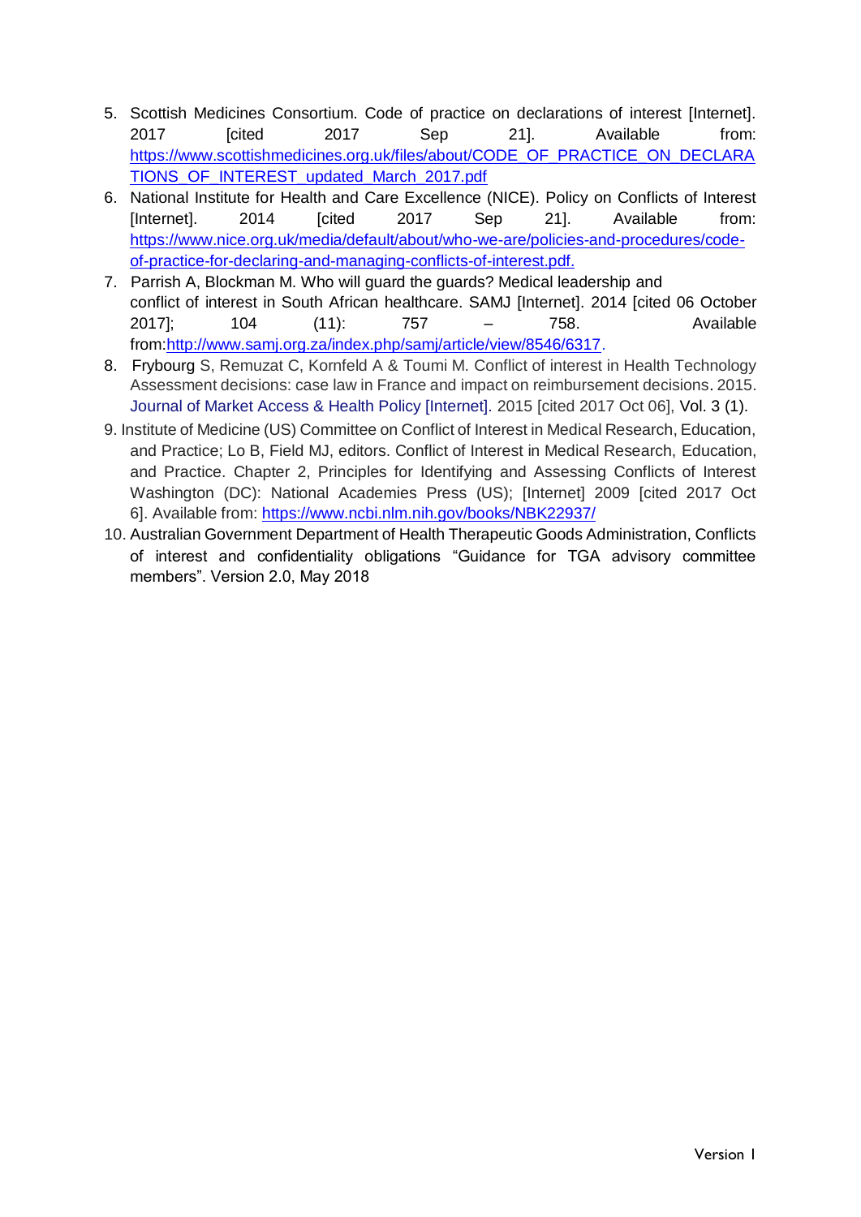5. Scottish Medicines Consortium. Code of practice on declarations of interest [Internet]. 2017 [cited 2017 Sep 21]. Available from: https://www.scottishmedicines.org.uk/files/about/CODE_OF_PRACTICE_ON_DECLARATIONS_OF_INTEREST_updated_March_2017.pdf
6. National Institute for Health and Care Excellence (NICE). Policy on Conflicts of Interest [Internet]. 2014 [cited 2017 Sep 21]. Available from: https://www.nice.org.uk/media/default/about/who-we-are/policies-and-procedures/code-of-practice-for-declaring-and-managing-conflicts-of-interest.pdf.
7. Parrish A, Blockman M. Who will guard the guards? Medical leadership and conflict of interest in South African healthcare. SAMJ [Internet]. 2014 [cited 06 October 2017]; 104 (11): 757 – 758. Available from:http://www.samj.org.za/index.php/samj/article/view/8546/6317.
8. Frybourg S, Remuzat C, Kornfeld A & Toumi M. Conflict of interest in Health Technology Assessment decisions: case law in France and impact on reimbursement decisions. 2015. Journal of Market Access & Health Policy [Internet]. 2015 [cited 2017 Oct 06], Vol. 3 (1).
9. Institute of Medicine (US) Committee on Conflict of Interest in Medical Research, Education, and Practice; Lo B, Field MJ, editors. Conflict of Interest in Medical Research, Education, and Practice. Chapter 2, Principles for Identifying and Assessing Conflicts of Interest Washington (DC): National Academies Press (US); [Internet] 2009 [cited 2017 Oct 6]. Available from: https://www.ncbi.nlm.nih.gov/books/NBK22937/
10. Australian Government Department of Health Therapeutic Goods Administration, Conflicts of interest and confidentiality obligations "Guidance for TGA advisory committee members". Version 2.0, May 2018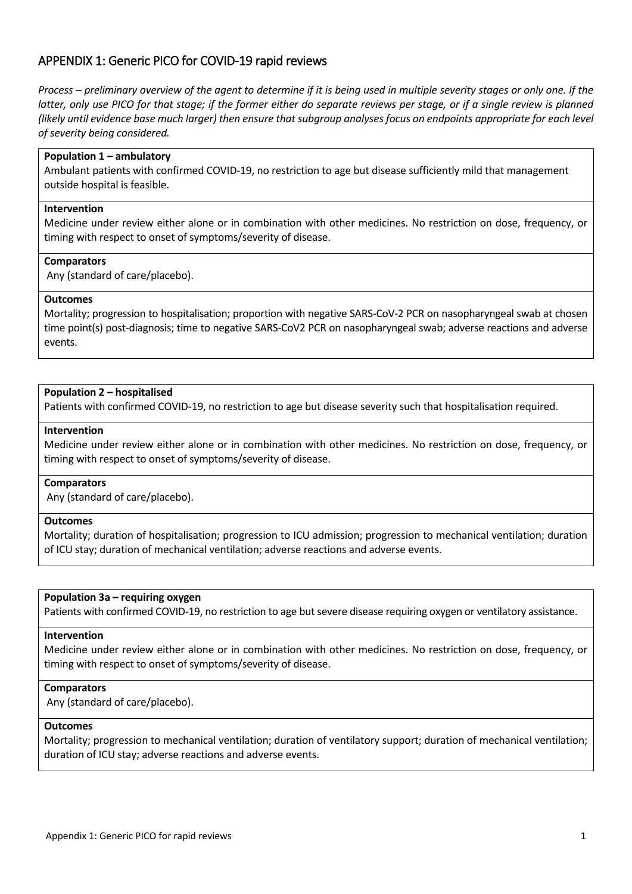## APPENDIX 1: Generic PICO for COVID-19 rapid reviews

*Process – preliminary overview of the agent to determine if it is being used in multiple severity stages or only one. If the latter, only use PICO for that stage; if the former either do separate reviews per stage, or if a single review is planned (likely until evidence base much larger) then ensure that subgroup analyses focus on endpoints appropriate for each level of severity being considered.*

**Population 1 – ambulatory**

Ambulant patients with confirmed COVID-19, no restriction to age but disease sufficiently mild that management outside hospital is feasible.

**Intervention**

Medicine under review either alone or in combination with other medicines. No restriction on dose, frequency, or timing with respect to onset of symptoms/severity of disease.

**Comparators**

Any (standard of care/placebo).

**Outcomes**

Mortality; progression to hospitalisation; proportion with negative SARS-CoV-2 PCR on nasopharyngeal swab at chosen time point(s) post-diagnosis; time to negative SARS-CoV2 PCR on nasopharyngeal swab; adverse reactions and adverse events.

**Population 2 – hospitalised**

Patients with confirmed COVID-19, no restriction to age but disease severity such that hospitalisation required.

**Intervention**

Medicine under review either alone or in combination with other medicines. No restriction on dose, frequency, or timing with respect to onset of symptoms/severity of disease.

**Comparators**

Any (standard of care/placebo).

**Outcomes**

Mortality; duration of hospitalisation; progression to ICU admission; progression to mechanical ventilation; duration of ICU stay; duration of mechanical ventilation; adverse reactions and adverse events.

**Population 3a – requiring oxygen**

Patients with confirmed COVID-19, no restriction to age but severe disease requiring oxygen or ventilatory assistance.

**Intervention**

Medicine under review either alone or in combination with other medicines. No restriction on dose, frequency, or timing with respect to onset of symptoms/severity of disease.

**Comparators**

Any (standard of care/placebo).

**Outcomes**

Mortality; progression to mechanical ventilation; duration of ventilatory support; duration of mechanical ventilation; duration of ICU stay; adverse reactions and adverse events.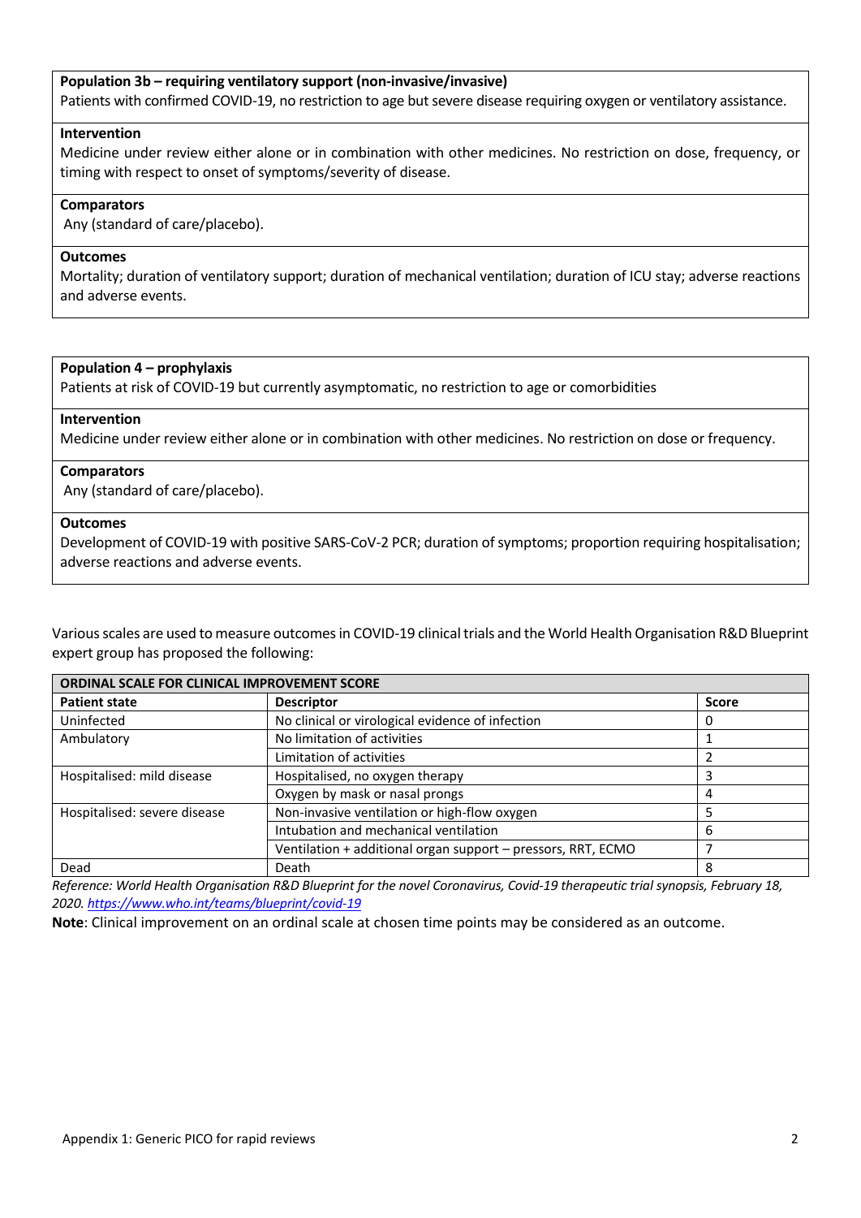| **Population 3b – requiring ventilatory support (non-invasive/invasive)** |
|---|
| Patients with confirmed COVID-19, no restriction to age but severe disease requiring oxygen or ventilatory assistance. |
| **Intervention** |
| Medicine under review either alone or in combination with other medicines. No restriction on dose, frequency, or timing with respect to onset of symptoms/severity of disease. |
| **Comparators** |
| Any (standard of care/placebo). |
| **Outcomes** |
| Mortality; duration of ventilatory support; duration of mechanical ventilation; duration of ICU stay; adverse reactions and adverse events. |

| **Population 4 – prophylaxis** |
|---|
| Patients at risk of COVID-19 but currently asymptomatic, no restriction to age or comorbidities |
| **Intervention** |
| Medicine under review either alone or in combination with other medicines. No restriction on dose or frequency. |
| **Comparators** |
| Any (standard of care/placebo). |
| **Outcomes** |
| Development of COVID-19 with positive SARS-CoV-2 PCR; duration of symptoms; proportion requiring hospitalisation; adverse reactions and adverse events. |

Various scales are used to measure outcomes in COVID-19 clinical trials and the World Health Organisation R&D Blueprint expert group has proposed the following:

| **ORDINAL SCALE FOR CLINICAL IMPROVEMENT SCORE** | | |
|---|---|---|
| **Patient state** | **Descriptor** | **Score** |
| Uninfected | No clinical or virological evidence of infection | 0 |
| Ambulatory | No limitation of activities | 1 |
| | Limitation of activities | 2 |
| Hospitalised: mild disease | Hospitalised, no oxygen therapy | 3 |
| | Oxygen by mask or nasal prongs | 4 |
| Hospitalised: severe disease | Non-invasive ventilation or high-flow oxygen | 5 |
| | Intubation and mechanical ventilation | 6 |
| | Ventilation + additional organ support – pressors, RRT, ECMO | 7 |
| Dead | Death | 8 |

*Reference: World Health Organisation R&D Blueprint for the novel Coronavirus, Covid-19 therapeutic trial synopsis, February 18, 2020. https://www.who.int/teams/blueprint/covid-19*

**Note**: Clinical improvement on an ordinal scale at chosen time points may be considered as an outcome.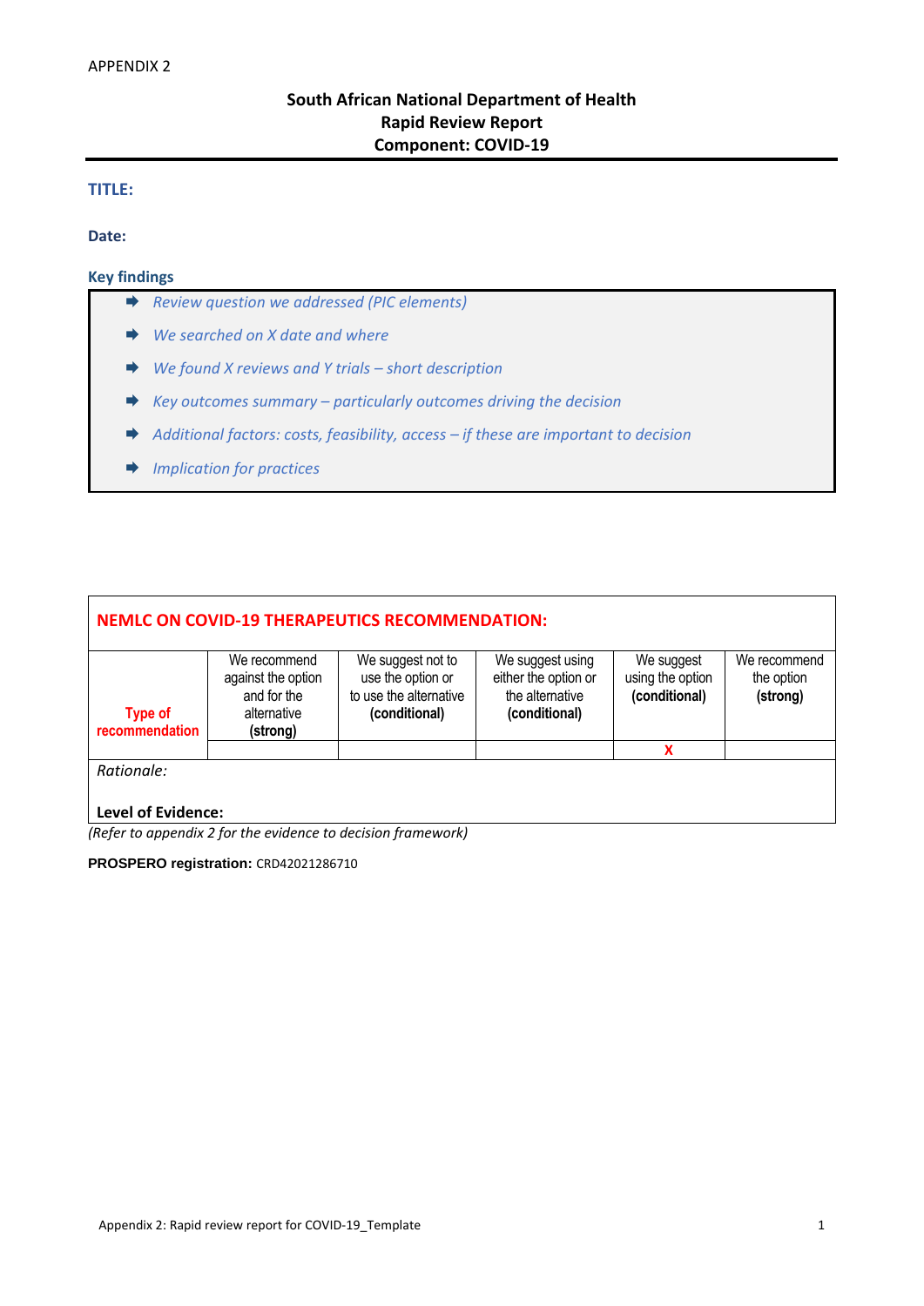APPENDIX 2

**South African National Department of Health**
**Rapid Review Report**
**Component: COVID-19**

---

### TITLE:

**Date:**

### Key findings

- *Review question we addressed (PIC elements)*
- *We searched on X date and where*
- *We found X reviews and Y trials – short description*
- *Key outcomes summary – particularly outcomes driving the decision*
- *Additional factors: costs, feasibility, access – if these are important to decision*
- *Implication for practices*

| **NEMLC ON COVID-19 THERAPEUTICS RECOMMENDATION:** | | | | | |
|---|---|---|---|---|---|
| **Type of recommendation** | We recommend against the option and for the alternative **(strong)** | We suggest not to use the option or to use the alternative **(conditional)** | We suggest using either the option or the alternative **(conditional)** | We suggest using the option **(conditional)** | We recommend the option **(strong)** |
| | | | | X | |
| *Rationale:* | | | | | |
| **Level of Evidence:** | | | | | |

*(Refer to appendix 2 for the evidence to decision framework)*

**PROSPERO registration:** CRD42021286710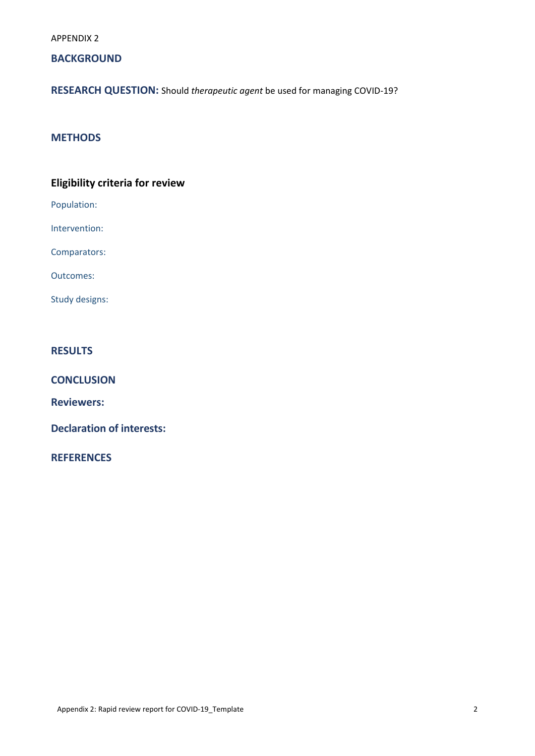APPENDIX 2

## BACKGROUND

**RESEARCH QUESTION:** Should *therapeutic agent* be used for managing COVID-19?

## METHODS

### Eligibility criteria for review

Population:

Intervention:

Comparators:

Outcomes:

Study designs:

## RESULTS

## CONCLUSION

**Reviewers:**

**Declaration of interests:**

## REFERENCES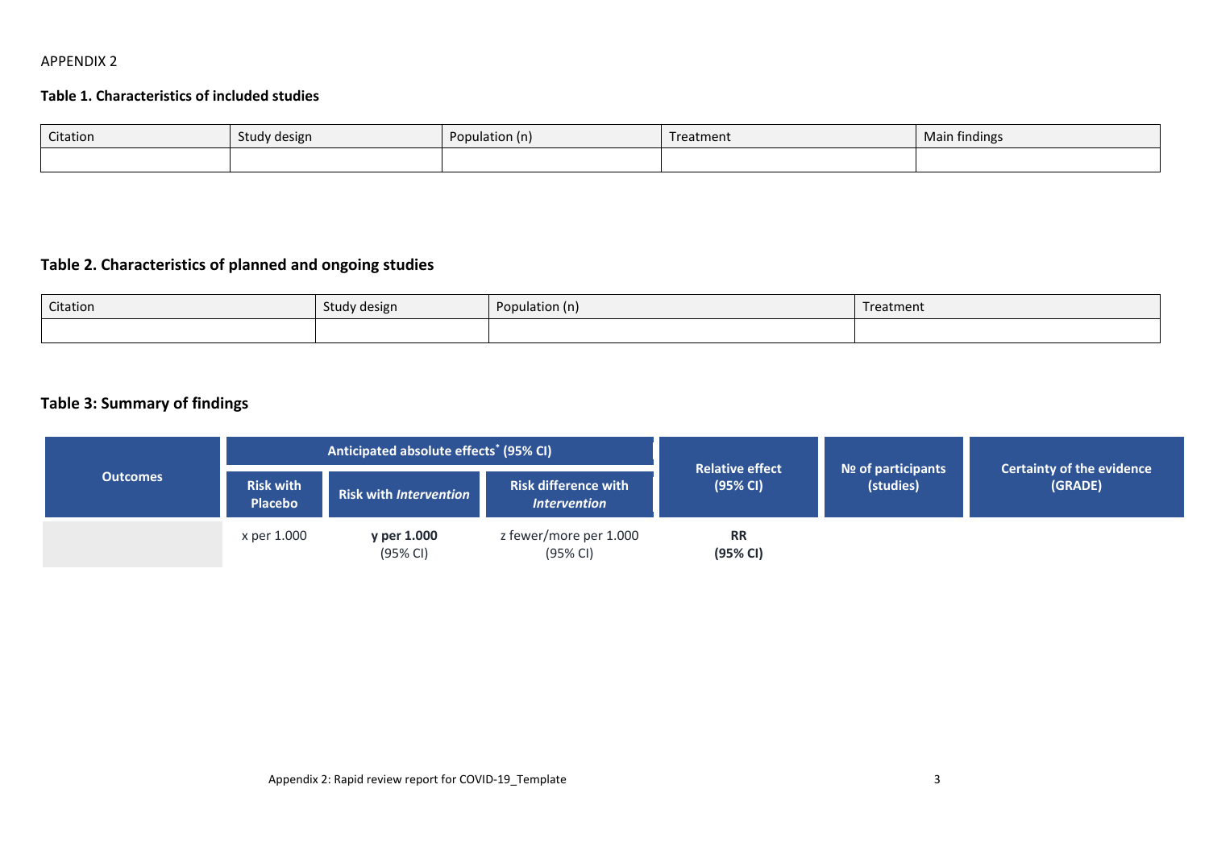APPENDIX 2

### Table 1. Characteristics of included studies

| Citation | Study design | Population (n) | Treatment | Main findings |
|---|---|---|---|---|
| | | | | |

### Table 2. Characteristics of planned and ongoing studies

| Citation | Study design | Population (n) | Treatment |
|---|---|---|---|
| | | | |

### Table 3: Summary of findings

| Outcomes | Anticipated absolute effects* (95% CI) | | | Relative effect (95% CI) | № of participants (studies) | Certainty of the evidence (GRADE) |
|---|---|---|---|---|---|---|
| | Risk with Placebo | Risk with *Intervention* | Risk difference with *Intervention* | | | |
| | x per 1.000 | **y per 1.000** (95% CI) | z fewer/more per 1.000 (95% CI) | **RR (95% CI)** | | |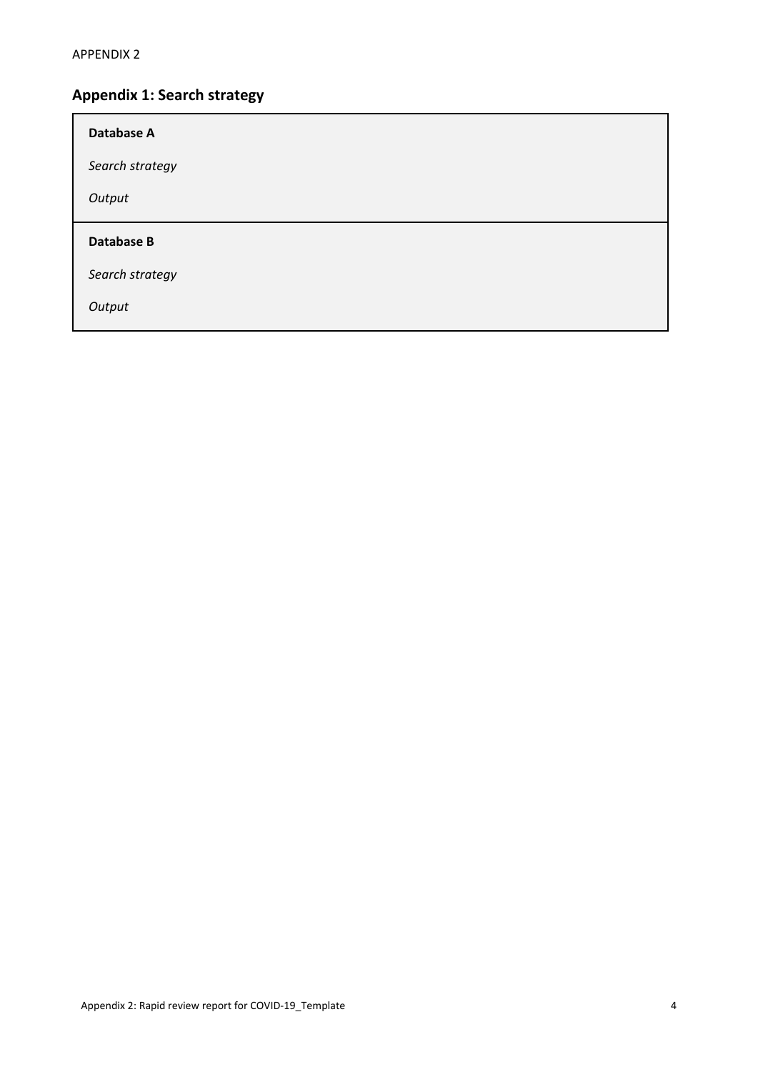## Appendix 1: Search strategy

**Database A**

*Search strategy*

*Output*

**Database B**

*Search strategy*

*Output*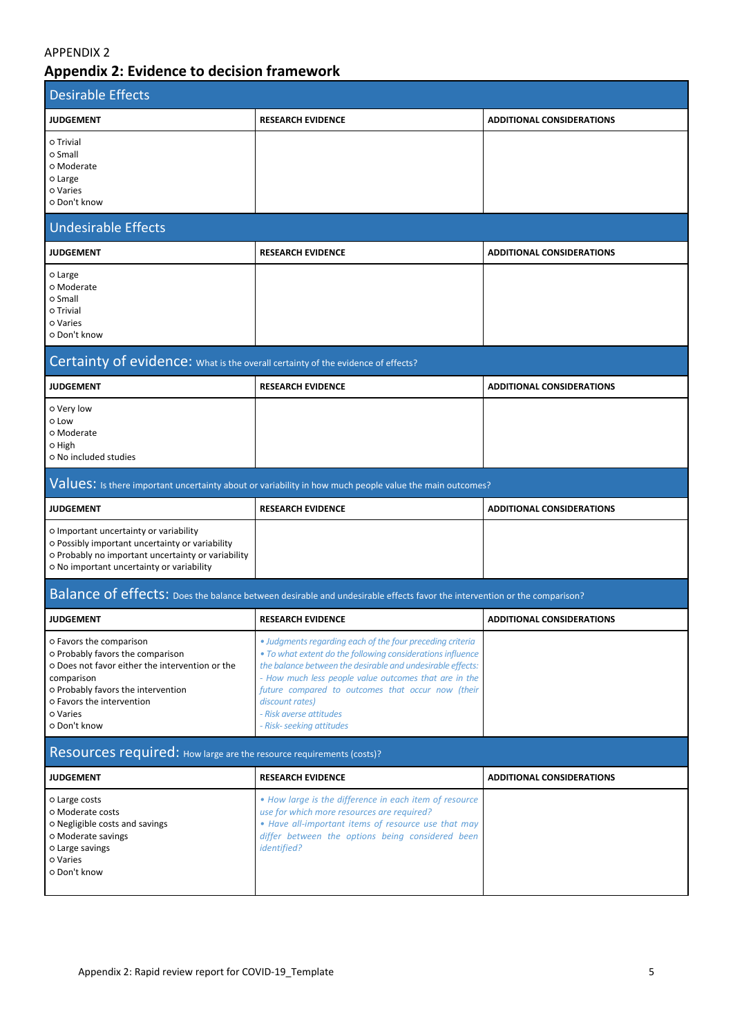APPENDIX 2

## Appendix 2: Evidence to decision framework

### Desirable Effects

| JUDGEMENT | RESEARCH EVIDENCE | ADDITIONAL CONSIDERATIONS |
|---|---|---|
| ○ Trivial<br>○ Small<br>○ Moderate<br>○ Large<br>○ Varies<br>○ Don't know | | |

### Undesirable Effects

| JUDGEMENT | RESEARCH EVIDENCE | ADDITIONAL CONSIDERATIONS |
|---|---|---|
| ○ Large<br>○ Moderate<br>○ Small<br>○ Trivial<br>○ Varies<br>○ Don't know | | |

### Certainty of evidence: What is the overall certainty of the evidence of effects?

| JUDGEMENT | RESEARCH EVIDENCE | ADDITIONAL CONSIDERATIONS |
|---|---|---|
| ○ Very low<br>○ Low<br>○ Moderate<br>○ High<br>○ No included studies | | |

### Values: Is there important uncertainty about or variability in how much people value the main outcomes?

| JUDGEMENT | RESEARCH EVIDENCE | ADDITIONAL CONSIDERATIONS |
|---|---|---|
| ○ Important uncertainty or variability<br>○ Possibly important uncertainty or variability<br>○ Probably no important uncertainty or variability<br>○ No important uncertainty or variability | | |

### Balance of effects: Does the balance between desirable and undesirable effects favor the intervention or the comparison?

| JUDGEMENT | RESEARCH EVIDENCE | ADDITIONAL CONSIDERATIONS |
|---|---|---|
| ○ Favors the comparison<br>○ Probably favors the comparison<br>○ Does not favor either the intervention or the comparison<br>○ Probably favors the intervention<br>○ Favors the intervention<br>○ Varies<br>○ Don't know | *• Judgments regarding each of the four preceding criteria*<br>*• To what extent do the following considerations influence the balance between the desirable and undesirable effects:*<br>*- How much less people value outcomes that are in the future compared to outcomes that occur now (their discount rates)*<br>*- Risk averse attitudes*<br>*- Risk- seeking attitudes* | |

### Resources required: How large are the resource requirements (costs)?

| JUDGEMENT | RESEARCH EVIDENCE | ADDITIONAL CONSIDERATIONS |
|---|---|---|
| ○ Large costs<br>○ Moderate costs<br>○ Negligible costs and savings<br>○ Moderate savings<br>○ Large savings<br>○ Varies<br>○ Don't know | *• How large is the difference in each item of resource use for which more resources are required?*<br>*• Have all-important items of resource use that may differ between the options being considered been identified?* | |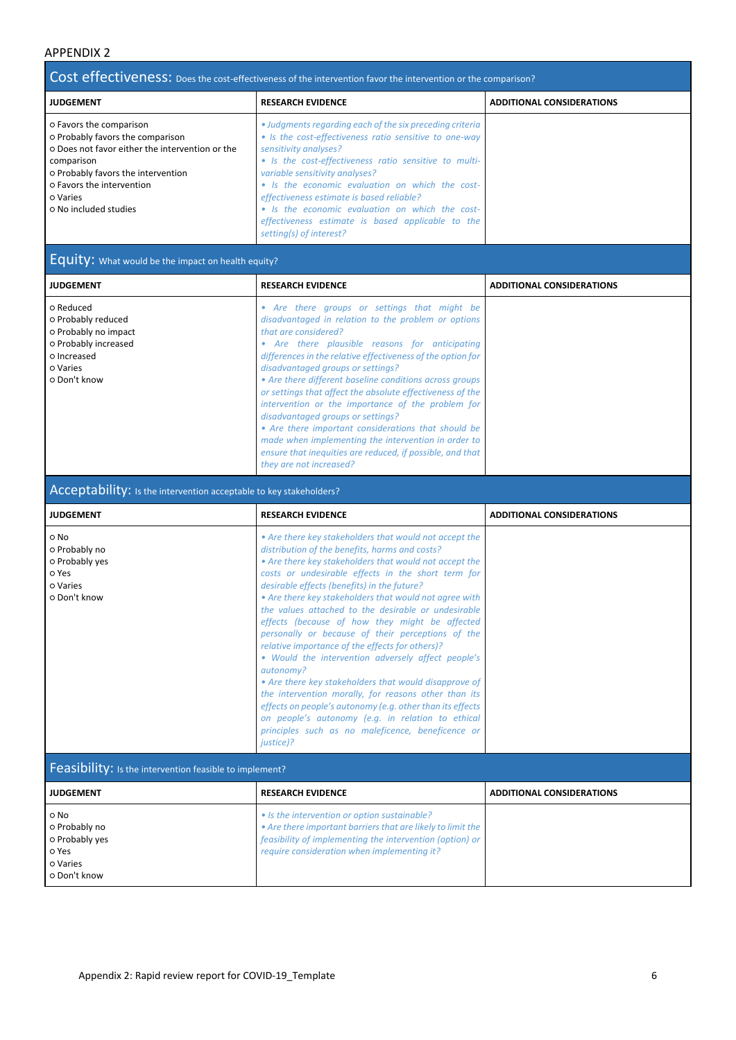APPENDIX 2

## Cost effectiveness: Does the cost-effectiveness of the intervention favor the intervention or the comparison?

| JUDGEMENT | RESEARCH EVIDENCE | ADDITIONAL CONSIDERATIONS |
|---|---|---|
| o Favors the comparison<br>o Probably favors the comparison<br>o Does not favor either the intervention or the comparison<br>o Probably favors the intervention<br>o Favors the intervention<br>o Varies<br>o No included studies | *• Judgments regarding each of the six preceding criteria*<br>*• Is the cost-effectiveness ratio sensitive to one-way sensitivity analyses?*<br>*• Is the cost-effectiveness ratio sensitive to multi-variable sensitivity analyses?*<br>*• Is the economic evaluation on which the cost-effectiveness estimate is based reliable?*<br>*• Is the economic evaluation on which the cost-effectiveness estimate is based applicable to the setting(s) of interest?* | |

## Equity: What would be the impact on health equity?

| JUDGEMENT | RESEARCH EVIDENCE | ADDITIONAL CONSIDERATIONS |
|---|---|---|
| o Reduced<br>o Probably reduced<br>o Probably no impact<br>o Probably increased<br>o Increased<br>o Varies<br>o Don't know | *• Are there groups or settings that might be disadvantaged in relation to the problem or options that are considered?*<br>*• Are there plausible reasons for anticipating differences in the relative effectiveness of the option for disadvantaged groups or settings?*<br>*• Are there different baseline conditions across groups or settings that affect the absolute effectiveness of the intervention or the importance of the problem for disadvantaged groups or settings?*<br>*• Are there important considerations that should be made when implementing the intervention in order to ensure that inequities are reduced, if possible, and that they are not increased?* | |

## Acceptability: Is the intervention acceptable to key stakeholders?

| JUDGEMENT | RESEARCH EVIDENCE | ADDITIONAL CONSIDERATIONS |
|---|---|---|
| o No<br>o Probably no<br>o Probably yes<br>o Yes<br>o Varies<br>o Don't know | *• Are there key stakeholders that would not accept the distribution of the benefits, harms and costs?*<br>*• Are there key stakeholders that would not accept the costs or undesirable effects in the short term for desirable effects (benefits) in the future?*<br>*• Are there key stakeholders that would not agree with the values attached to the desirable or undesirable effects (because of how they might be affected personally or because of their perceptions of the relative importance of the effects for others)?*<br>*• Would the intervention adversely affect people's autonomy?*<br>*• Are there key stakeholders that would disapprove of the intervention morally, for reasons other than its effects on people's autonomy (e.g. other than its effects on people's autonomy (e.g. in relation to ethical principles such as no maleficence, beneficence or justice)?* | |

## Feasibility: Is the intervention feasible to implement?

| JUDGEMENT | RESEARCH EVIDENCE | ADDITIONAL CONSIDERATIONS |
|---|---|---|
| o No<br>o Probably no<br>o Probably yes<br>o Yes<br>o Varies<br>o Don't know | *• Is the intervention or option sustainable?*<br>*• Are there important barriers that are likely to limit the feasibility of implementing the intervention (option) or require consideration when implementing it?* | |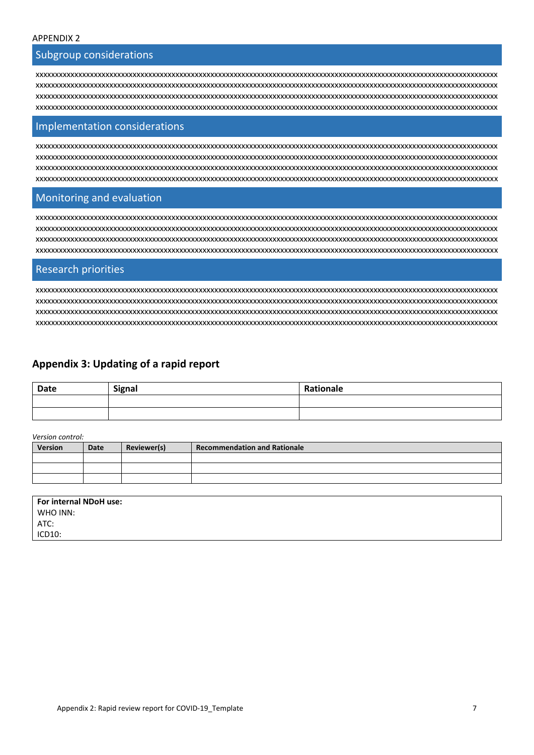APPENDIX 2

## Subgroup considerations

xxxxxxxxxxxxxxxxxxxxxxxxxxxxxxxxxxxxxxxxxxxxxxxxxxxxxxxxxxxxxxxxxxxxxxxxxxxxxxxxxxxxxxxxxxxxxxxxxxxxxxxxxxxxxxxxxxxxxx
xxxxxxxxxxxxxxxxxxxxxxxxxxxxxxxxxxxxxxxxxxxxxxxxxxxxxxxxxxxxxxxxxxxxxxxxxxxxxxxxxxxxxxxxxxxxxxxxxxxxxxxxxxxxxxxxxxxxxx
xxxxxxxxxxxxxxxxxxxxxxxxxxxxxxxxxxxxxxxxxxxxxxxxxxxxxxxxxxxxxxxxxxxxxxxxxxxxxxxxxxxxxxxxxxxxxxxxxxxxxxxxxxxxxxxxxxxxxx
xxxxxxxxxxxxxxxxxxxxxxxxxxxxxxxxxxxxxxxxxxxxxxxxxxxxxxxxxxxxxxxxxxxxxxxxxxxxxxxxxxxxxxxxxxxxxxxxxxxxxxxxxxxxxxxxxxxxxx

## Implementation considerations

xxxxxxxxxxxxxxxxxxxxxxxxxxxxxxxxxxxxxxxxxxxxxxxxxxxxxxxxxxxxxxxxxxxxxxxxxxxxxxxxxxxxxxxxxxxxxxxxxxxxxxxxxxxxxxxxxxxxxx
xxxxxxxxxxxxxxxxxxxxxxxxxxxxxxxxxxxxxxxxxxxxxxxxxxxxxxxxxxxxxxxxxxxxxxxxxxxxxxxxxxxxxxxxxxxxxxxxxxxxxxxxxxxxxxxxxxxxxx
xxxxxxxxxxxxxxxxxxxxxxxxxxxxxxxxxxxxxxxxxxxxxxxxxxxxxxxxxxxxxxxxxxxxxxxxxxxxxxxxxxxxxxxxxxxxxxxxxxxxxxxxxxxxxxxxxxxxxx
xxxxxxxxxxxxxxxxxxxxxxxxxxxxxxxxxxxxxxxxxxxxxxxxxxxxxxxxxxxxxxxxxxxxxxxxxxxxxxxxxxxxxxxxxxxxxxxxxxxxxxxxxxxxxxxxxxxxxx

## Monitoring and evaluation

xxxxxxxxxxxxxxxxxxxxxxxxxxxxxxxxxxxxxxxxxxxxxxxxxxxxxxxxxxxxxxxxxxxxxxxxxxxxxxxxxxxxxxxxxxxxxxxxxxxxxxxxxxxxxxxxxxxxxx
xxxxxxxxxxxxxxxxxxxxxxxxxxxxxxxxxxxxxxxxxxxxxxxxxxxxxxxxxxxxxxxxxxxxxxxxxxxxxxxxxxxxxxxxxxxxxxxxxxxxxxxxxxxxxxxxxxxxxx
xxxxxxxxxxxxxxxxxxxxxxxxxxxxxxxxxxxxxxxxxxxxxxxxxxxxxxxxxxxxxxxxxxxxxxxxxxxxxxxxxxxxxxxxxxxxxxxxxxxxxxxxxxxxxxxxxxxxxx
xxxxxxxxxxxxxxxxxxxxxxxxxxxxxxxxxxxxxxxxxxxxxxxxxxxxxxxxxxxxxxxxxxxxxxxxxxxxxxxxxxxxxxxxxxxxxxxxxxxxxxxxxxxxxxxxxxxxxx

## Research priorities

xxxxxxxxxxxxxxxxxxxxxxxxxxxxxxxxxxxxxxxxxxxxxxxxxxxxxxxxxxxxxxxxxxxxxxxxxxxxxxxxxxxxxxxxxxxxxxxxxxxxxxxxxxxxxxxxxxxxxx
xxxxxxxxxxxxxxxxxxxxxxxxxxxxxxxxxxxxxxxxxxxxxxxxxxxxxxxxxxxxxxxxxxxxxxxxxxxxxxxxxxxxxxxxxxxxxxxxxxxxxxxxxxxxxxxxxxxxxx
xxxxxxxxxxxxxxxxxxxxxxxxxxxxxxxxxxxxxxxxxxxxxxxxxxxxxxxxxxxxxxxxxxxxxxxxxxxxxxxxxxxxxxxxxxxxxxxxxxxxxxxxxxxxxxxxxxxxxx
xxxxxxxxxxxxxxxxxxxxxxxxxxxxxxxxxxxxxxxxxxxxxxxxxxxxxxxxxxxxxxxxxxxxxxxxxxxxxxxxxxxxxxxxxxxxxxxxxxxxxxxxxxxxxxxxxxxxxx

## Appendix 3: Updating of a rapid report

| Date | Signal | Rationale |
|---|---|---|
| | | |
| | | |

*Version control:*

| Version | Date | Reviewer(s) | Recommendation and Rationale |
|---|---|---|---|
| | | | |
| | | | |
| | | | |

**For internal NDoH use:**
WHO INN:
ATC:
ICD10: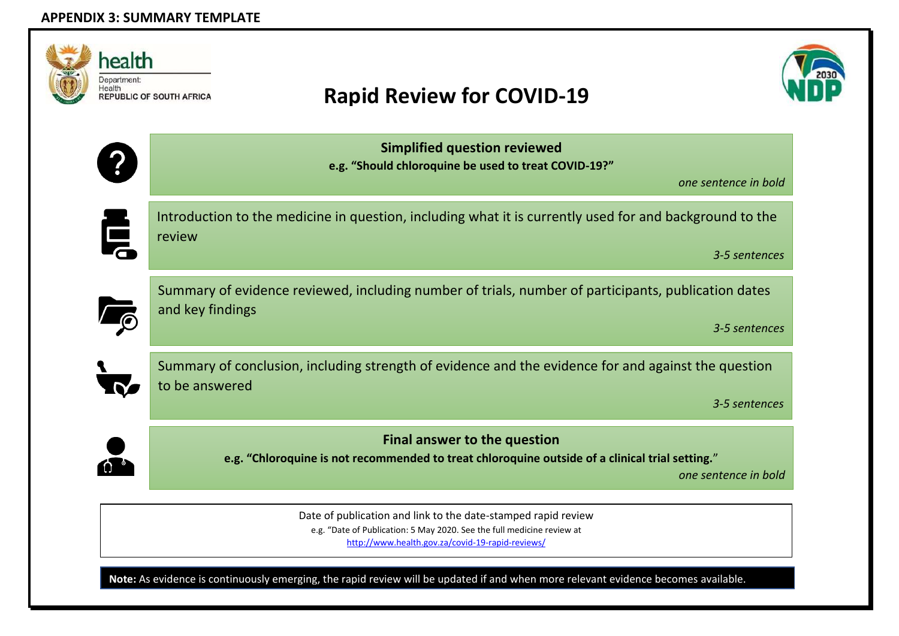## APPENDIX 3: SUMMARY TEMPLATE

health
Department:
Health
REPUBLIC OF SOUTH AFRICA

# Rapid Review for COVID-19

**Simplified question reviewed**

**e.g. "Should chloroquine be used to treat COVID-19?"**

*one sentence in bold*

Introduction to the medicine in question, including what it is currently used for and background to the review

*3-5 sentences*

Summary of evidence reviewed, including number of trials, number of participants, publication dates and key findings

*3-5 sentences*

Summary of conclusion, including strength of evidence and the evidence for and against the question to be answered

*3-5 sentences*

**Final answer to the question**

**e.g. "Chloroquine is not recommended to treat chloroquine outside of a clinical trial setting.**"

*one sentence in bold*

Date of publication and link to the date-stamped rapid review

e.g. "Date of Publication: 5 May 2020. See the full medicine review at http://www.health.gov.za/covid-19-rapid-reviews/

**Note:** As evidence is continuously emerging, the rapid review will be updated if and when more relevant evidence becomes available.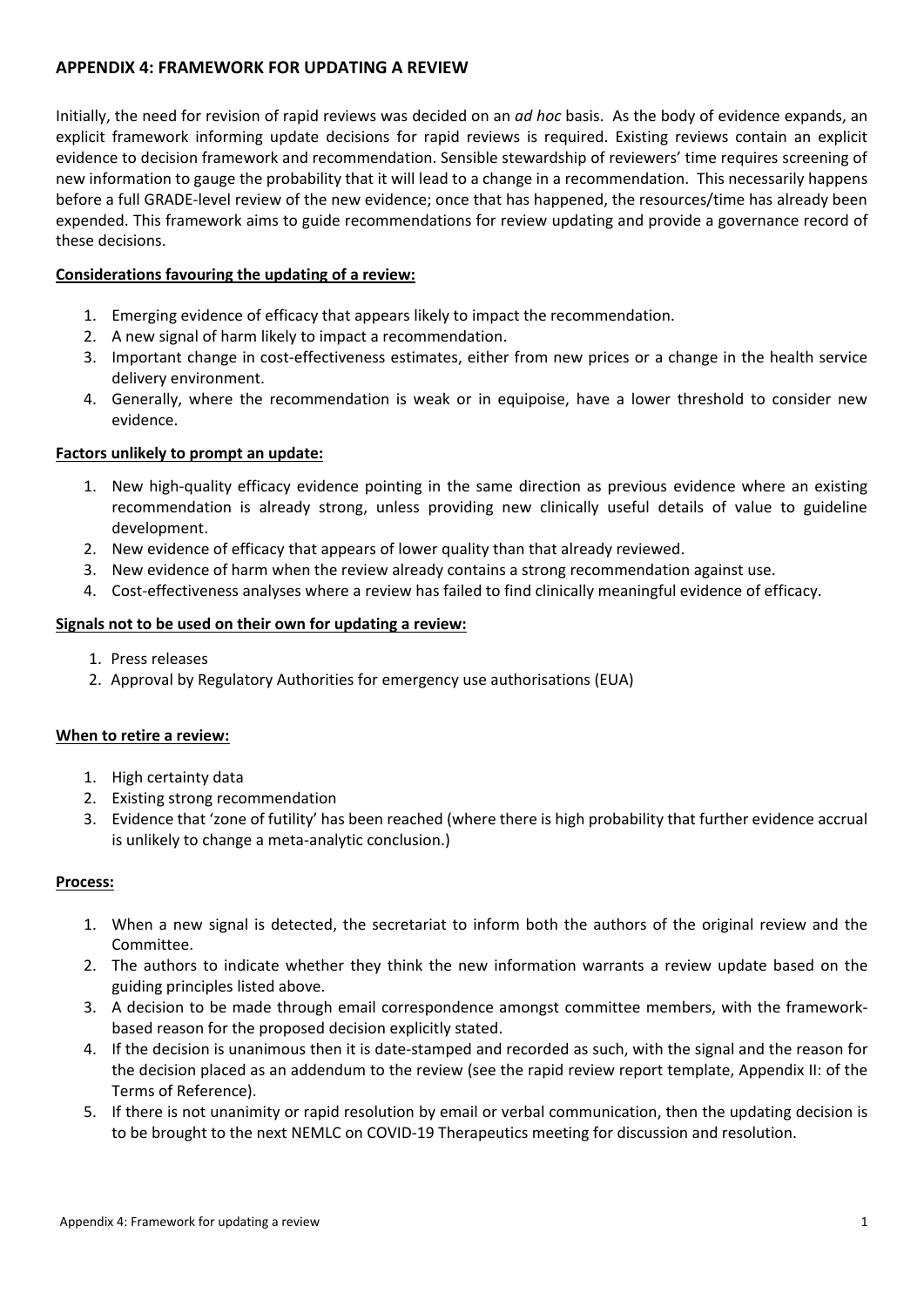## APPENDIX 4: FRAMEWORK FOR UPDATING A REVIEW

Initially, the need for revision of rapid reviews was decided on an *ad hoc* basis. As the body of evidence expands, an explicit framework informing update decisions for rapid reviews is required. Existing reviews contain an explicit evidence to decision framework and recommendation. Sensible stewardship of reviewers' time requires screening of new information to gauge the probability that it will lead to a change in a recommendation. This necessarily happens before a full GRADE-level review of the new evidence; once that has happened, the resources/time has already been expended. This framework aims to guide recommendations for review updating and provide a governance record of these decisions.

**Considerations favouring the updating of a review:**

1. Emerging evidence of efficacy that appears likely to impact the recommendation.
2. A new signal of harm likely to impact a recommendation.
3. Important change in cost-effectiveness estimates, either from new prices or a change in the health service delivery environment.
4. Generally, where the recommendation is weak or in equipoise, have a lower threshold to consider new evidence.

**Factors unlikely to prompt an update:**

1. New high-quality efficacy evidence pointing in the same direction as previous evidence where an existing recommendation is already strong, unless providing new clinically useful details of value to guideline development.
2. New evidence of efficacy that appears of lower quality than that already reviewed.
3. New evidence of harm when the review already contains a strong recommendation against use.
4. Cost-effectiveness analyses where a review has failed to find clinically meaningful evidence of efficacy.

**Signals not to be used on their own for updating a review:**

1. Press releases
2. Approval by Regulatory Authorities for emergency use authorisations (EUA)

**When to retire a review:**

1. High certainty data
2. Existing strong recommendation
3. Evidence that 'zone of futility' has been reached (where there is high probability that further evidence accrual is unlikely to change a meta-analytic conclusion.)

**Process:**

1. When a new signal is detected, the secretariat to inform both the authors of the original review and the Committee.
2. The authors to indicate whether they think the new information warrants a review update based on the guiding principles listed above.
3. A decision to be made through email correspondence amongst committee members, with the framework-based reason for the proposed decision explicitly stated.
4. If the decision is unanimous then it is date-stamped and recorded as such, with the signal and the reason for the decision placed as an addendum to the review (see the rapid review report template, Appendix II: of the Terms of Reference).
5. If there is not unanimity or rapid resolution by email or verbal communication, then the updating decision is to be brought to the next NEMLC on COVID-19 Therapeutics meeting for discussion and resolution.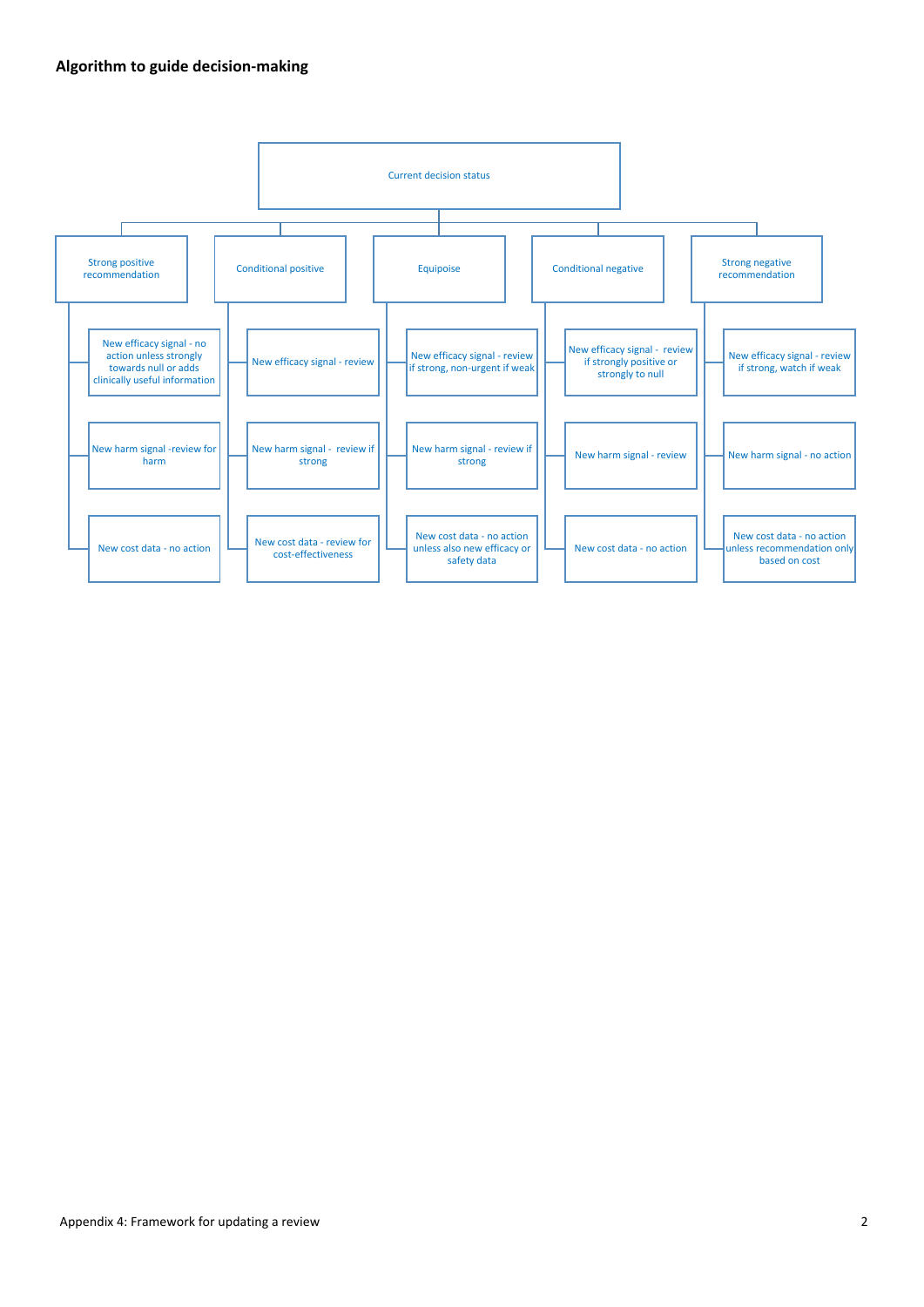**Algorithm to guide decision-making**

Current decision status

Strong positive recommendation

New efficacy signal - no action unless strongly towards null or adds clinically useful information

New harm signal -review for harm

New cost data - no action

Conditional positive

New efficacy signal - review

New harm signal - review if strong

New cost data - review for cost-effectiveness

Equipoise

New efficacy signal - review if strong, non-urgent if weak

New harm signal - review if strong

New cost data - no action unless also new efficacy or safety data

Conditional negative

New efficacy signal - review if strongly positive or strongly to null

New harm signal - review

New cost data - no action

Strong negative recommendation

New efficacy signal - review if strong, watch if weak

New harm signal - no action

New cost data - no action unless recommendation only based on cost

Appendix 4: Framework for updating a review